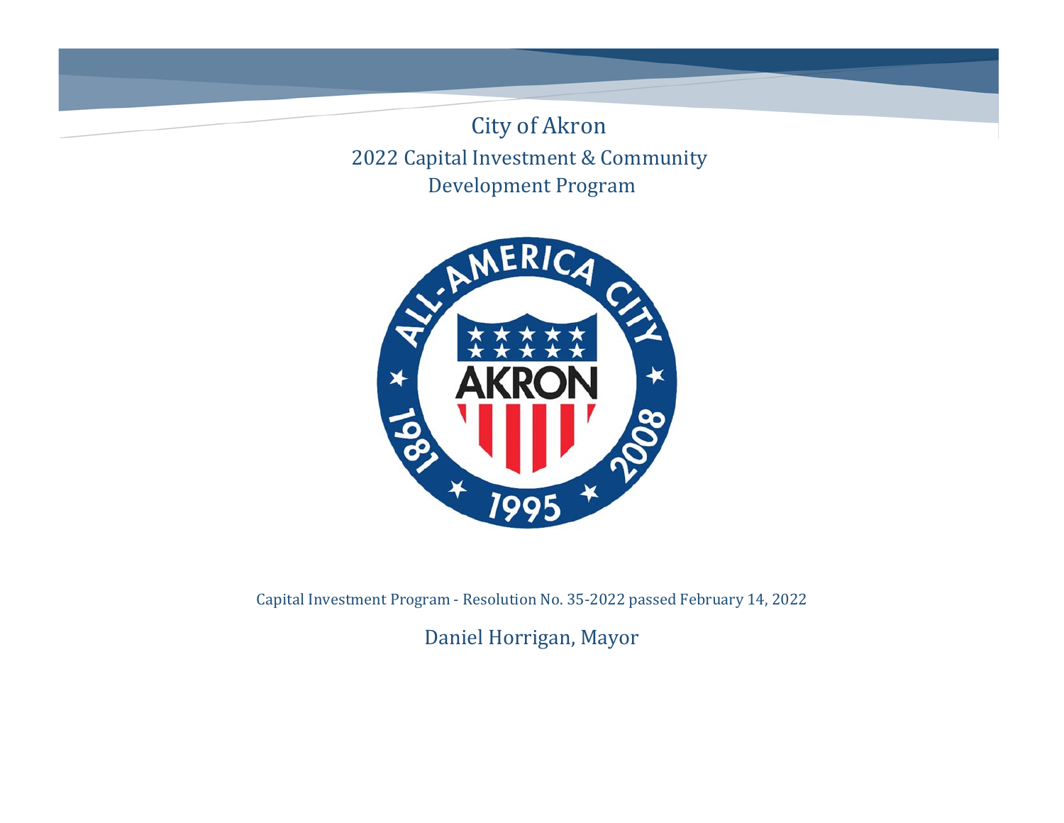# City of Akron

## 2022 Capital Investment & Community Development Program

Capital Investment Program - Resolution No. 35-2022 passed February 14, 2022

Daniel Horrigan, Mayor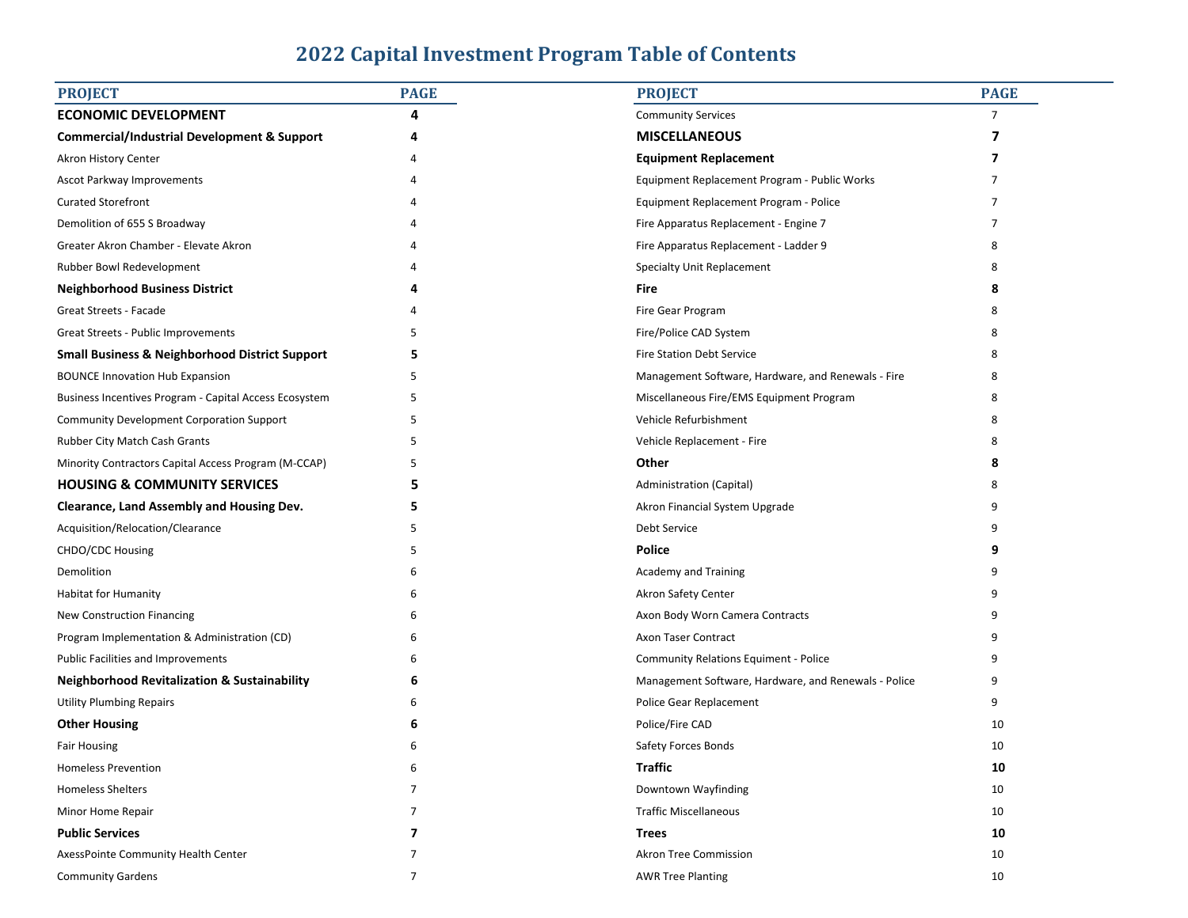# 2022 Capital Investment Program Table of Contents

| PROJECT | PAGE |
|---|---|
| **ECONOMIC DEVELOPMENT** | **4** |
| **Commercial/Industrial Development & Support** | **4** |
| Akron History Center | 4 |
| Ascot Parkway Improvements | 4 |
| Curated Storefront | 4 |
| Demolition of 655 S Broadway | 4 |
| Greater Akron Chamber - Elevate Akron | 4 |
| Rubber Bowl Redevelopment | 4 |
| **Neighborhood Business District** | **4** |
| Great Streets - Facade | 4 |
| Great Streets - Public Improvements | 5 |
| **Small Business & Neighborhood District Support** | **5** |
| BOUNCE Innovation Hub Expansion | 5 |
| Business Incentives Program - Capital Access Ecosystem | 5 |
| Community Development Corporation Support | 5 |
| Rubber City Match Cash Grants | 5 |
| Minority Contractors Capital Access Program (M-CCAP) | 5 |
| **HOUSING & COMMUNITY SERVICES** | **5** |
| **Clearance, Land Assembly and Housing Dev.** | **5** |
| Acquisition/Relocation/Clearance | 5 |
| CHDO/CDC Housing | 5 |
| Demolition | 6 |
| Habitat for Humanity | 6 |
| New Construction Financing | 6 |
| Program Implementation & Administration (CD) | 6 |
| Public Facilities and Improvements | 6 |
| **Neighborhood Revitalization & Sustainability** | **6** |
| Utility Plumbing Repairs | 6 |
| **Other Housing** | **6** |
| Fair Housing | 6 |
| Homeless Prevention | 6 |
| Homeless Shelters | 7 |
| Minor Home Repair | 7 |
| **Public Services** | **7** |
| AxessPointe Community Health Center | 7 |
| Community Gardens | 7 |
| Community Services | 7 |
| **MISCELLANEOUS** | **7** |
| **Equipment Replacement** | **7** |
| Equipment Replacement Program - Public Works | 7 |
| Equipment Replacement Program - Police | 7 |
| Fire Apparatus Replacement - Engine 7 | 7 |
| Fire Apparatus Replacement - Ladder 9 | 8 |
| Specialty Unit Replacement | 8 |
| **Fire** | **8** |
| Fire Gear Program | 8 |
| Fire/Police CAD System | 8 |
| Fire Station Debt Service | 8 |
| Management Software, Hardware, and Renewals - Fire | 8 |
| Miscellaneous Fire/EMS Equipment Program | 8 |
| Vehicle Refurbishment | 8 |
| Vehicle Replacement - Fire | 8 |
| **Other** | **8** |
| Administration (Capital) | 8 |
| Akron Financial System Upgrade | 9 |
| Debt Service | 9 |
| **Police** | **9** |
| Academy and Training | 9 |
| Akron Safety Center | 9 |
| Axon Body Worn Camera Contracts | 9 |
| Axon Taser Contract | 9 |
| Community Relations Equiment - Police | 9 |
| Management Software, Hardware, and Renewals - Police | 9 |
| Police Gear Replacement | 9 |
| Police/Fire CAD | 10 |
| Safety Forces Bonds | 10 |
| **Traffic** | **10** |
| Downtown Wayfinding | 10 |
| Traffic Miscellaneous | 10 |
| **Trees** | **10** |
| Akron Tree Commission | 10 |
| AWR Tree Planting | 10 |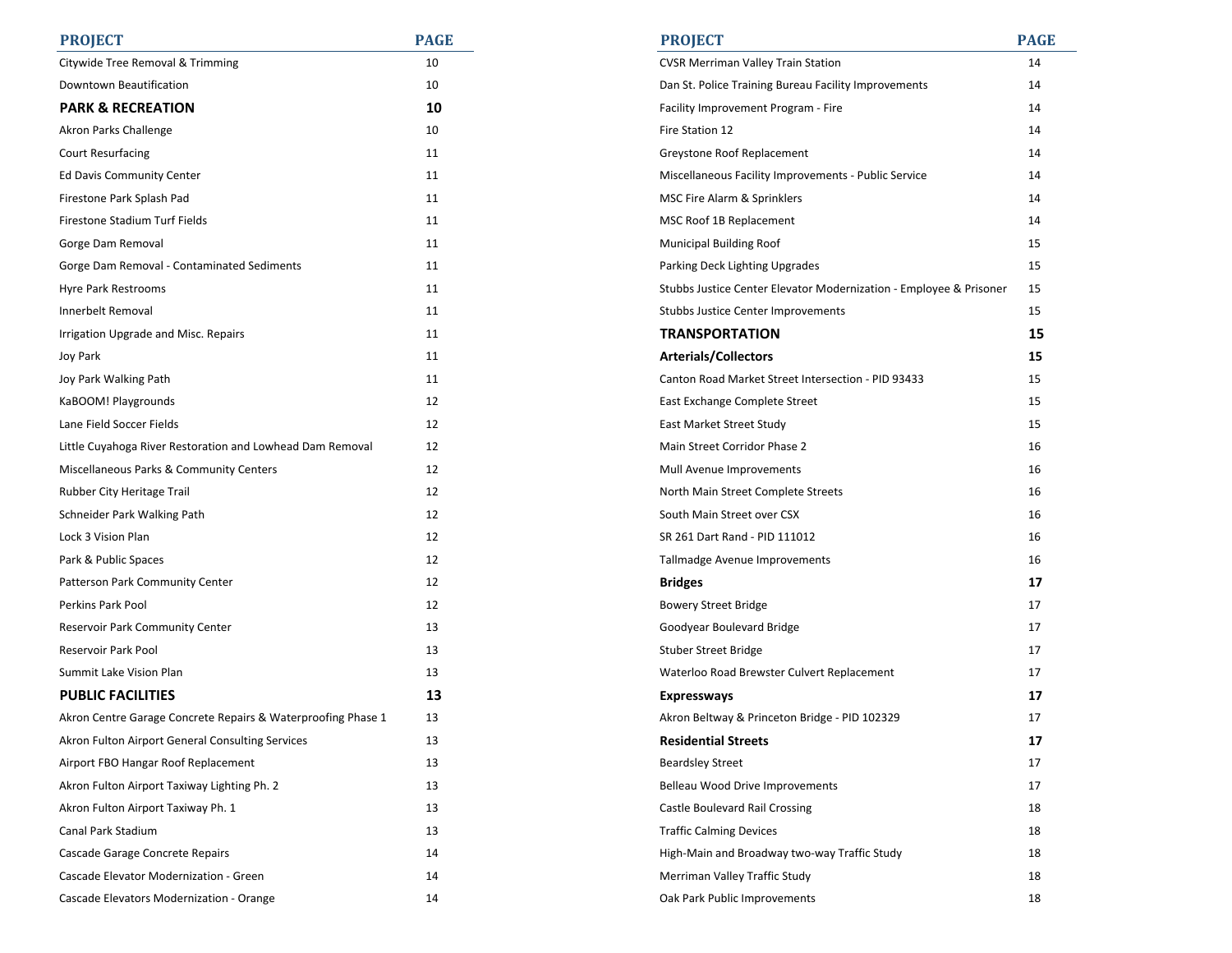| PROJECT | PAGE |
|---|---|
| Citywide Tree Removal & Trimming | 10 |
| Downtown Beautification | 10 |
| **PARK & RECREATION** | **10** |
| Akron Parks Challenge | 10 |
| Court Resurfacing | 11 |
| Ed Davis Community Center | 11 |
| Firestone Park Splash Pad | 11 |
| Firestone Stadium Turf Fields | 11 |
| Gorge Dam Removal | 11 |
| Gorge Dam Removal - Contaminated Sediments | 11 |
| Hyre Park Restrooms | 11 |
| Innerbelt Removal | 11 |
| Irrigation Upgrade and Misc. Repairs | 11 |
| Joy Park | 11 |
| Joy Park Walking Path | 11 |
| KaBOOM! Playgrounds | 12 |
| Lane Field Soccer Fields | 12 |
| Little Cuyahoga River Restoration and Lowhead Dam Removal | 12 |
| Miscellaneous Parks & Community Centers | 12 |
| Rubber City Heritage Trail | 12 |
| Schneider Park Walking Path | 12 |
| Lock 3 Vision Plan | 12 |
| Park & Public Spaces | 12 |
| Patterson Park Community Center | 12 |
| Perkins Park Pool | 12 |
| Reservoir Park Community Center | 13 |
| Reservoir Park Pool | 13 |
| Summit Lake Vision Plan | 13 |
| **PUBLIC FACILITIES** | **13** |
| Akron Centre Garage Concrete Repairs & Waterproofing Phase 1 | 13 |
| Akron Fulton Airport General Consulting Services | 13 |
| Airport FBO Hangar Roof Replacement | 13 |
| Akron Fulton Airport Taxiway Lighting Ph. 2 | 13 |
| Akron Fulton Airport Taxiway Ph. 1 | 13 |
| Canal Park Stadium | 13 |
| Cascade Garage Concrete Repairs | 14 |
| Cascade Elevator Modernization - Green | 14 |
| Cascade Elevators Modernization - Orange | 14 |

| PROJECT | PAGE |
|---|---|
| CVSR Merriman Valley Train Station | 14 |
| Dan St. Police Training Bureau Facility Improvements | 14 |
| Facility Improvement Program - Fire | 14 |
| Fire Station 12 | 14 |
| Greystone Roof Replacement | 14 |
| Miscellaneous Facility Improvements - Public Service | 14 |
| MSC Fire Alarm & Sprinklers | 14 |
| MSC Roof 1B Replacement | 14 |
| Municipal Building Roof | 15 |
| Parking Deck Lighting Upgrades | 15 |
| Stubbs Justice Center Elevator Modernization - Employee & Prisoner | 15 |
| Stubbs Justice Center Improvements | 15 |
| **TRANSPORTATION** | **15** |
| **Arterials/Collectors** | **15** |
| Canton Road Market Street Intersection - PID 93433 | 15 |
| East Exchange Complete Street | 15 |
| East Market Street Study | 15 |
| Main Street Corridor Phase 2 | 16 |
| Mull Avenue Improvements | 16 |
| North Main Street Complete Streets | 16 |
| South Main Street over CSX | 16 |
| SR 261 Dart Rand - PID 111012 | 16 |
| Tallmadge Avenue Improvements | 16 |
| **Bridges** | **17** |
| Bowery Street Bridge | 17 |
| Goodyear Boulevard Bridge | 17 |
| Stuber Street Bridge | 17 |
| Waterloo Road Brewster Culvert Replacement | 17 |
| **Expressways** | **17** |
| Akron Beltway & Princeton Bridge - PID 102329 | 17 |
| **Residential Streets** | **17** |
| Beardsley Street | 17 |
| Belleau Wood Drive Improvements | 17 |
| Castle Boulevard Rail Crossing | 18 |
| Traffic Calming Devices | 18 |
| High-Main and Broadway two-way Traffic Study | 18 |
| Merriman Valley Traffic Study | 18 |
| Oak Park Public Improvements | 18 |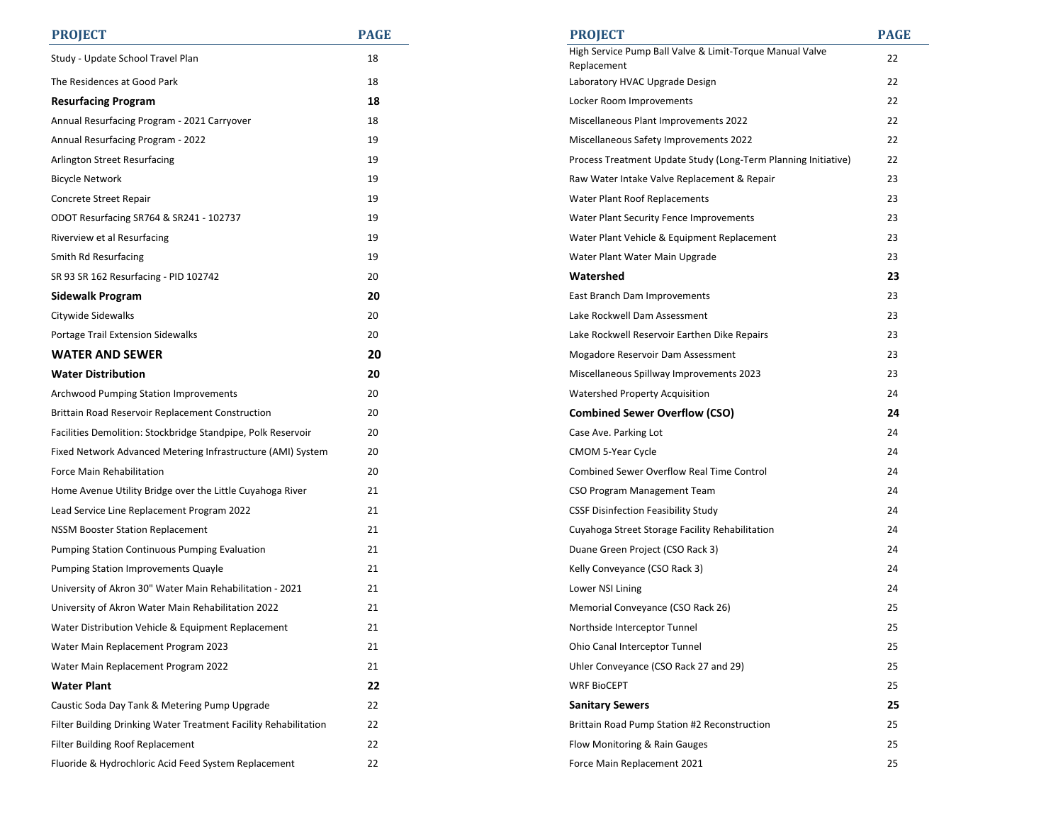| PROJECT | PAGE |
|---|---|
| Study - Update School Travel Plan | 18 |
| The Residences at Good Park | 18 |
| **Resurfacing Program** | **18** |
| Annual Resurfacing Program - 2021 Carryover | 18 |
| Annual Resurfacing Program - 2022 | 19 |
| Arlington Street Resurfacing | 19 |
| Bicycle Network | 19 |
| Concrete Street Repair | 19 |
| ODOT Resurfacing SR764 & SR241 - 102737 | 19 |
| Riverview et al Resurfacing | 19 |
| Smith Rd Resurfacing | 19 |
| SR 93 SR 162 Resurfacing - PID 102742 | 20 |
| **Sidewalk Program** | **20** |
| Citywide Sidewalks | 20 |
| Portage Trail Extension Sidewalks | 20 |
| **WATER AND SEWER** | **20** |
| **Water Distribution** | **20** |
| Archwood Pumping Station Improvements | 20 |
| Brittain Road Reservoir Replacement Construction | 20 |
| Facilities Demolition: Stockbridge Standpipe, Polk Reservoir | 20 |
| Fixed Network Advanced Metering Infrastructure (AMI) System | 20 |
| Force Main Rehabilitation | 20 |
| Home Avenue Utility Bridge over the Little Cuyahoga River | 21 |
| Lead Service Line Replacement Program 2022 | 21 |
| NSSM Booster Station Replacement | 21 |
| Pumping Station Continuous Pumping Evaluation | 21 |
| Pumping Station Improvements Quayle | 21 |
| University of Akron 30" Water Main Rehabilitation - 2021 | 21 |
| University of Akron Water Main Rehabilitation 2022 | 21 |
| Water Distribution Vehicle & Equipment Replacement | 21 |
| Water Main Replacement Program 2023 | 21 |
| Water Main Replacement Program 2022 | 21 |
| **Water Plant** | **22** |
| Caustic Soda Day Tank & Metering Pump Upgrade | 22 |
| Filter Building Drinking Water Treatment Facility Rehabilitation | 22 |
| Filter Building Roof Replacement | 22 |
| Fluoride & Hydrochloric Acid Feed System Replacement | 22 |

| PROJECT | PAGE |
|---|---|
| High Service Pump Ball Valve & Limit-Torque Manual Valve Replacement | 22 |
| Laboratory HVAC Upgrade Design | 22 |
| Locker Room Improvements | 22 |
| Miscellaneous Plant Improvements 2022 | 22 |
| Miscellaneous Safety Improvements 2022 | 22 |
| Process Treatment Update Study (Long-Term Planning Initiative) | 22 |
| Raw Water Intake Valve Replacement & Repair | 23 |
| Water Plant Roof Replacements | 23 |
| Water Plant Security Fence Improvements | 23 |
| Water Plant Vehicle & Equipment Replacement | 23 |
| Water Plant Water Main Upgrade | 23 |
| **Watershed** | **23** |
| East Branch Dam Improvements | 23 |
| Lake Rockwell Dam Assessment | 23 |
| Lake Rockwell Reservoir Earthen Dike Repairs | 23 |
| Mogadore Reservoir Dam Assessment | 23 |
| Miscellaneous Spillway Improvements 2023 | 23 |
| Watershed Property Acquisition | 24 |
| **Combined Sewer Overflow (CSO)** | **24** |
| Case Ave. Parking Lot | 24 |
| CMOM 5-Year Cycle | 24 |
| Combined Sewer Overflow Real Time Control | 24 |
| CSO Program Management Team | 24 |
| CSSF Disinfection Feasibility Study | 24 |
| Cuyahoga Street Storage Facility Rehabilitation | 24 |
| Duane Green Project (CSO Rack 3) | 24 |
| Kelly Conveyance (CSO Rack 3) | 24 |
| Lower NSI Lining | 24 |
| Memorial Conveyance (CSO Rack 26) | 25 |
| Northside Interceptor Tunnel | 25 |
| Ohio Canal Interceptor Tunnel | 25 |
| Uhler Conveyance (CSO Rack 27 and 29) | 25 |
| WRF BioCEPT | 25 |
| **Sanitary Sewers** | **25** |
| Brittain Road Pump Station #2 Reconstruction | 25 |
| Flow Monitoring & Rain Gauges | 25 |
| Force Main Replacement 2021 | 25 |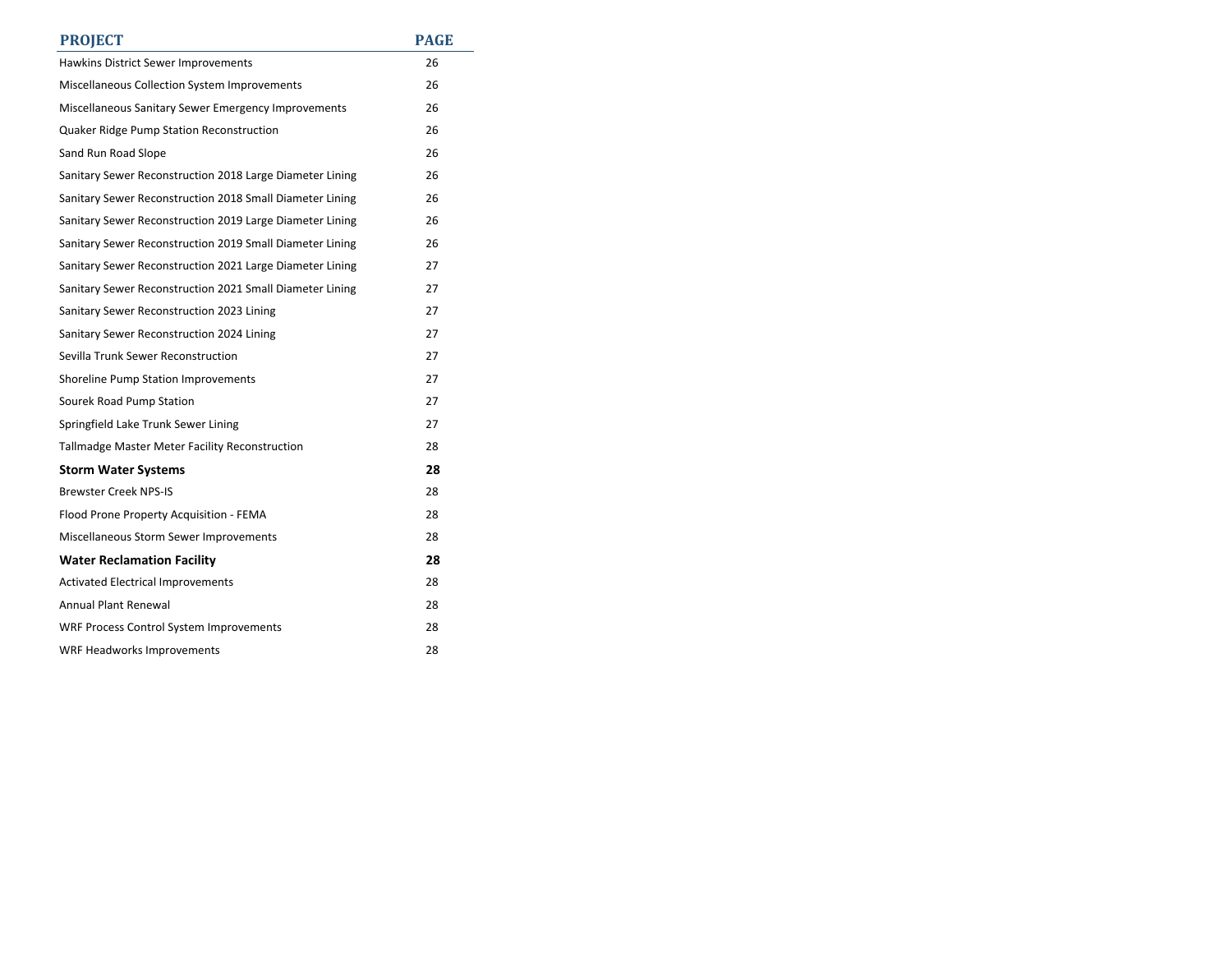| PROJECT | PAGE |
|---|---|
| Hawkins District Sewer Improvements | 26 |
| Miscellaneous Collection System Improvements | 26 |
| Miscellaneous Sanitary Sewer Emergency Improvements | 26 |
| Quaker Ridge Pump Station Reconstruction | 26 |
| Sand Run Road Slope | 26 |
| Sanitary Sewer Reconstruction 2018 Large Diameter Lining | 26 |
| Sanitary Sewer Reconstruction 2018 Small Diameter Lining | 26 |
| Sanitary Sewer Reconstruction 2019 Large Diameter Lining | 26 |
| Sanitary Sewer Reconstruction 2019 Small Diameter Lining | 26 |
| Sanitary Sewer Reconstruction 2021 Large Diameter Lining | 27 |
| Sanitary Sewer Reconstruction 2021 Small Diameter Lining | 27 |
| Sanitary Sewer Reconstruction 2023 Lining | 27 |
| Sanitary Sewer Reconstruction 2024 Lining | 27 |
| Sevilla Trunk Sewer Reconstruction | 27 |
| Shoreline Pump Station Improvements | 27 |
| Sourek Road Pump Station | 27 |
| Springfield Lake Trunk Sewer Lining | 27 |
| Tallmadge Master Meter Facility Reconstruction | 28 |
| **Storm Water Systems** | **28** |
| Brewster Creek NPS-IS | 28 |
| Flood Prone Property Acquisition - FEMA | 28 |
| Miscellaneous Storm Sewer Improvements | 28 |
| **Water Reclamation Facility** | **28** |
| Activated Electrical Improvements | 28 |
| Annual Plant Renewal | 28 |
| WRF Process Control System Improvements | 28 |
| WRF Headworks Improvements | 28 |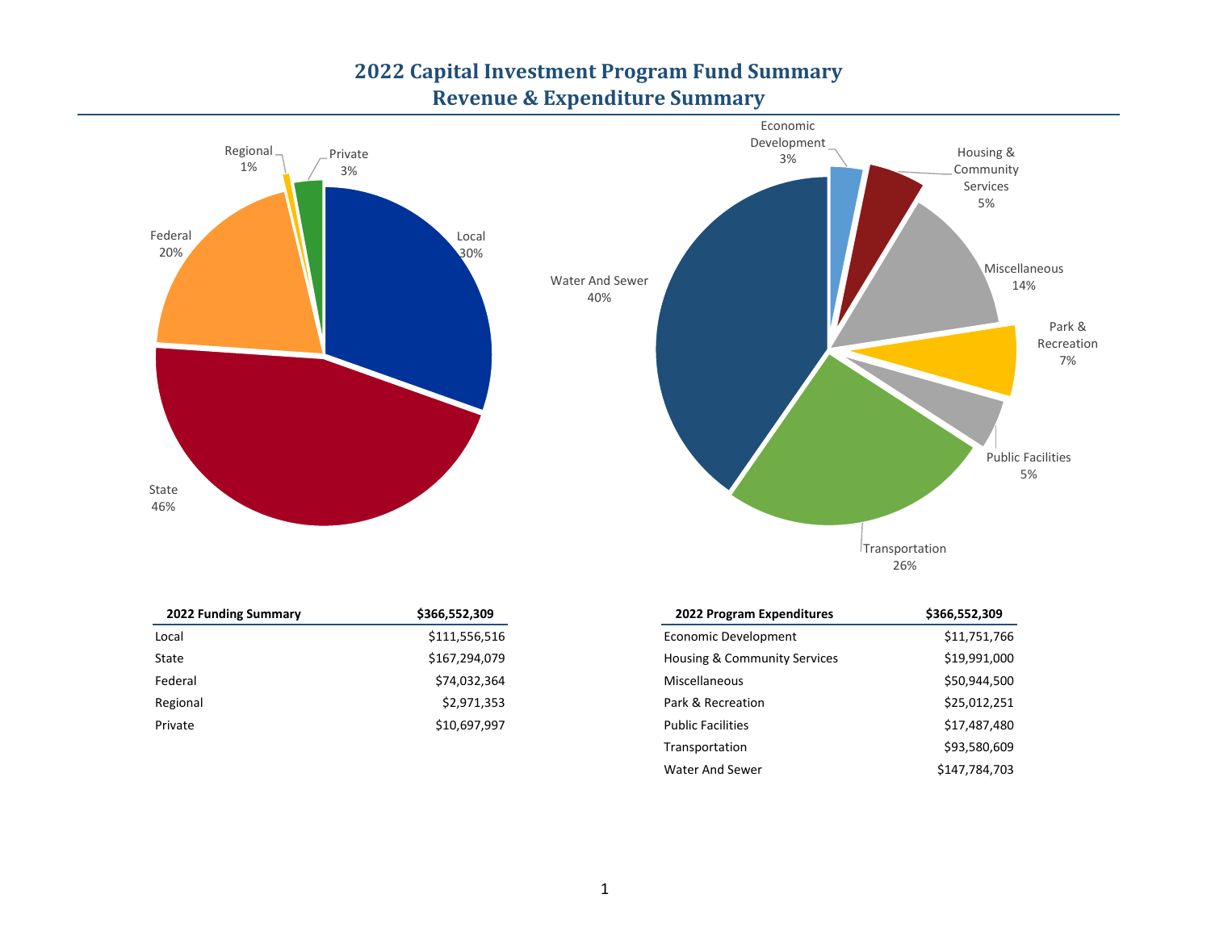# 2022 Capital Investment Program Fund Summary
## Revenue & Expenditure Summary

Regional 1%
Private 3%
Federal 20%
Local 30%
State 46%

Economic Development 3%
Housing & Community Services 5%
Miscellaneous 14%
Park & Recreation 7%
Public Facilities 5%
Transportation 26%
Water And Sewer 40%

| 2022 Funding Summary | $366,552,309 |
|---|---|
| Local | $111,556,516 |
| State | $167,294,079 |
| Federal | $74,032,364 |
| Regional | $2,971,353 |
| Private | $10,697,997 |

| 2022 Program Expenditures | $366,552,309 |
|---|---|
| Economic Development | $11,751,766 |
| Housing & Community Services | $19,991,000 |
| Miscellaneous | $50,944,500 |
| Park & Recreation | $25,012,251 |
| Public Facilities | $17,487,480 |
| Transportation | $93,580,609 |
| Water And Sewer | $147,784,703 |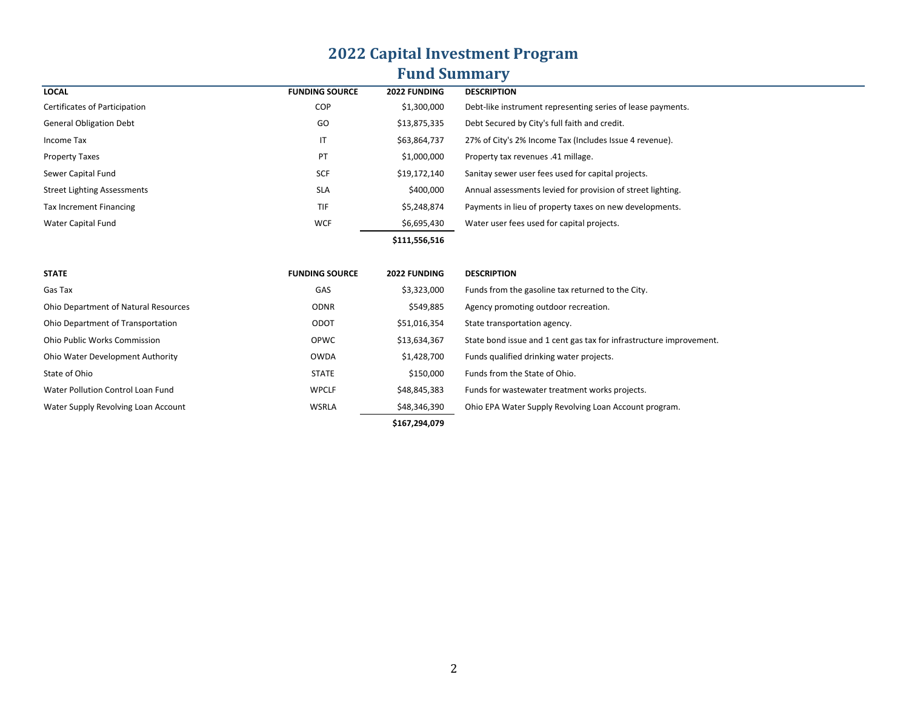# 2022 Capital Investment Program

## Fund Summary

| LOCAL | FUNDING SOURCE | 2022 FUNDING | DESCRIPTION |
|---|---|---|---|
| Certificates of Participation | COP | $1,300,000 | Debt-like instrument representing series of lease payments. |
| General Obligation Debt | GO | $13,875,335 | Debt Secured by City's full faith and credit. |
| Income Tax | IT | $63,864,737 | 27% of City's 2% Income Tax (Includes Issue 4 revenue). |
| Property Taxes | PT | $1,000,000 | Property tax revenues .41 millage. |
| Sewer Capital Fund | SCF | $19,172,140 | Sanitay sewer user fees used for capital projects. |
| Street Lighting Assessments | SLA | $400,000 | Annual assessments levied for provision of street lighting. |
| Tax Increment Financing | TIF | $5,248,874 | Payments in lieu of property taxes on new developments. |
| Water Capital Fund | WCF | $6,695,430 | Water user fees used for capital projects. |
| | | **$111,556,516** | |

| STATE | FUNDING SOURCE | 2022 FUNDING | DESCRIPTION |
|---|---|---|---|
| Gas Tax | GAS | $3,323,000 | Funds from the gasoline tax returned to the City. |
| Ohio Department of Natural Resources | ODNR | $549,885 | Agency promoting outdoor recreation. |
| Ohio Department of Transportation | ODOT | $51,016,354 | State transportation agency. |
| Ohio Public Works Commission | OPWC | $13,634,367 | State bond issue and 1 cent gas tax for infrastructure improvement. |
| Ohio Water Development Authority | OWDA | $1,428,700 | Funds qualified drinking water projects. |
| State of Ohio | STATE | $150,000 | Funds from the State of Ohio. |
| Water Pollution Control Loan Fund | WPCLF | $48,845,383 | Funds for wastewater treatment works projects. |
| Water Supply Revolving Loan Account | WSRLA | $48,346,390 | Ohio EPA Water Supply Revolving Loan Account program. |
| | | **$167,294,079** | |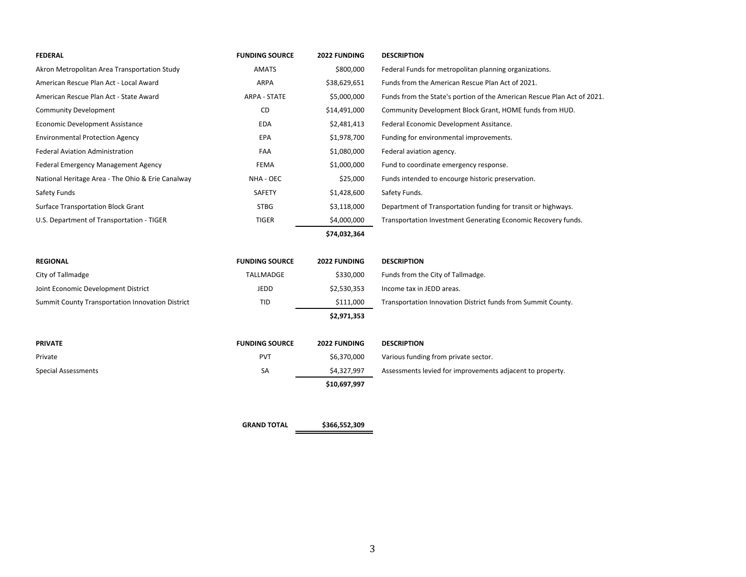| FEDERAL | FUNDING SOURCE | 2022 FUNDING | DESCRIPTION |
|---|---|---|---|
| Akron Metropolitan Area Transportation Study | AMATS | $800,000 | Federal Funds for metropolitan planning organizations. |
| American Rescue Plan Act - Local Award | ARPA | $38,629,651 | Funds from the American Rescue Plan Act of 2021. |
| American Rescue Plan Act - State Award | ARPA - STATE | $5,000,000 | Funds from the State's portion of the American Rescue Plan Act of 2021. |
| Community Development | CD | $14,491,000 | Community Development Block Grant, HOME funds from HUD. |
| Economic Development Assistance | EDA | $2,481,413 | Federal Economic Development Assitance. |
| Environmental Protection Agency | EPA | $1,978,700 | Funding for environmental improvements. |
| Federal Aviation Administration | FAA | $1,080,000 | Federal aviation agency. |
| Federal Emergency Management Agency | FEMA | $1,000,000 | Fund to coordinate emergency response. |
| National Heritage Area - The Ohio & Erie Canalway | NHA - OEC | $25,000 | Funds intended to encourge historic preservation. |
| Safety Funds | SAFETY | $1,428,600 | Safety Funds. |
| Surface Transportation Block Grant | STBG | $3,118,000 | Department of Transportation funding for transit or highways. |
| U.S. Department of Transportation - TIGER | TIGER | $4,000,000 | Transportation Investment Generating Economic Recovery funds. |
| | | **$74,032,364** | |

| REGIONAL | FUNDING SOURCE | 2022 FUNDING | DESCRIPTION |
|---|---|---|---|
| City of Tallmadge | TALLMADGE | $330,000 | Funds from the City of Tallmadge. |
| Joint Economic Development District | JEDD | $2,530,353 | Income tax in JEDD areas. |
| Summit County Transportation Innovation District | TID | $111,000 | Transportation Innovation District funds from Summit County. |
| | | **$2,971,353** | |

| PRIVATE | FUNDING SOURCE | 2022 FUNDING | DESCRIPTION |
|---|---|---|---|
| Private | PVT | $6,370,000 | Various funding from private sector. |
| Special Assessments | SA | $4,327,997 | Assessments levied for improvements adjacent to property. |
| | | **$10,697,997** | |

| | **GRAND TOTAL** | **$366,552,309** | |
|---|---|---|---|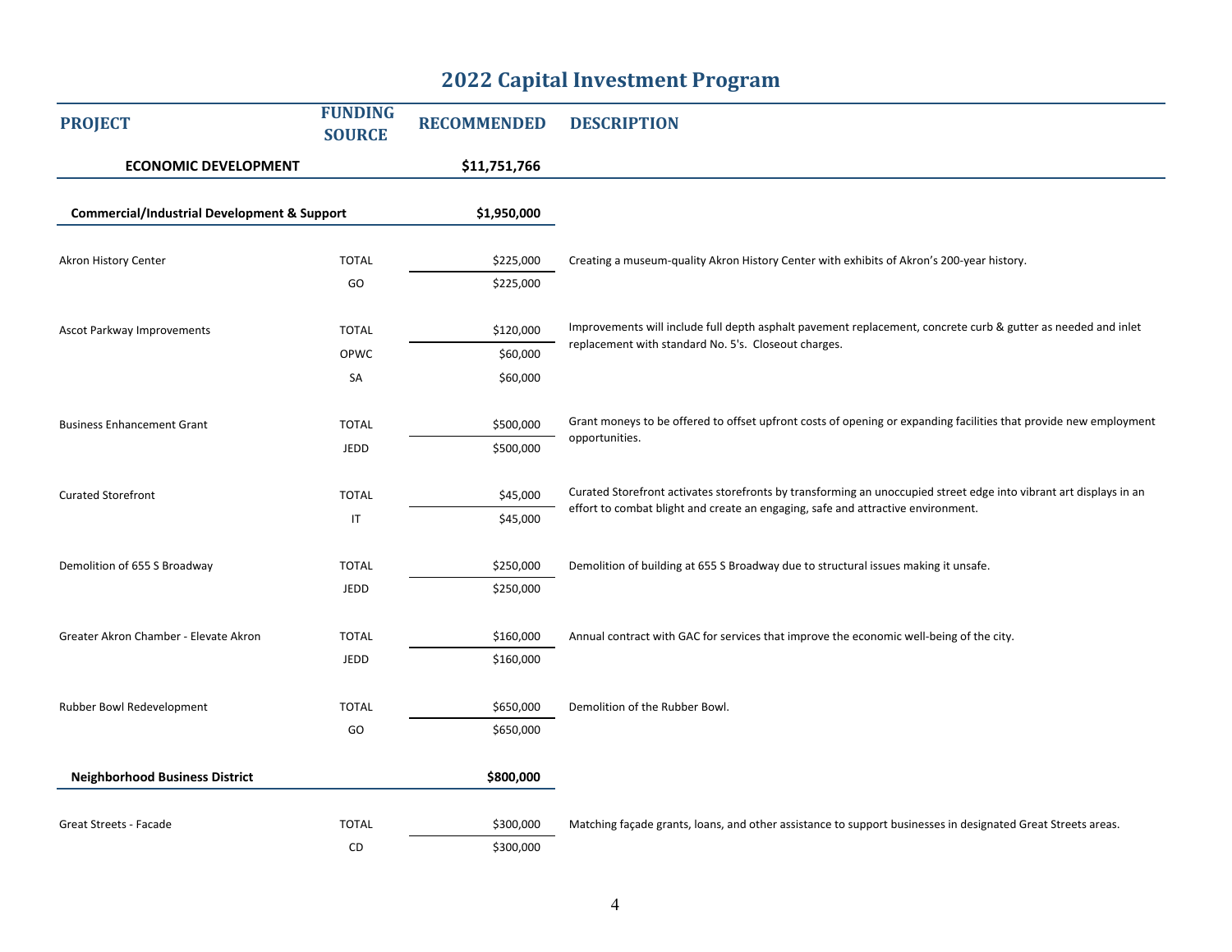# 2022 Capital Investment Program

| PROJECT | FUNDING SOURCE | RECOMMENDED | DESCRIPTION |
|---|---|---|---|
| **ECONOMIC DEVELOPMENT** | | **$11,751,766** | |
| **Commercial/Industrial Development & Support** | | **$1,950,000** | |
| Akron History Center | TOTAL | $225,000 | Creating a museum-quality Akron History Center with exhibits of Akron's 200-year history. |
| | GO | $225,000 | |
| Ascot Parkway Improvements | TOTAL | $120,000 | Improvements will include full depth asphalt pavement replacement, concrete curb & gutter as needed and inlet replacement with standard No. 5's. Closeout charges. |
| | OPWC | $60,000 | |
| | SA | $60,000 | |
| Business Enhancement Grant | TOTAL | $500,000 | Grant moneys to be offered to offset upfront costs of opening or expanding facilities that provide new employment opportunities. |
| | JEDD | $500,000 | |
| Curated Storefront | TOTAL | $45,000 | Curated Storefront activates storefronts by transforming an unoccupied street edge into vibrant art displays in an effort to combat blight and create an engaging, safe and attractive environment. |
| | IT | $45,000 | |
| Demolition of 655 S Broadway | TOTAL | $250,000 | Demolition of building at 655 S Broadway due to structural issues making it unsafe. |
| | JEDD | $250,000 | |
| Greater Akron Chamber - Elevate Akron | TOTAL | $160,000 | Annual contract with GAC for services that improve the economic well-being of the city. |
| | JEDD | $160,000 | |
| Rubber Bowl Redevelopment | TOTAL | $650,000 | Demolition of the Rubber Bowl. |
| | GO | $650,000 | |
| **Neighborhood Business District** | | **$800,000** | |
| Great Streets - Facade | TOTAL | $300,000 | Matching façade grants, loans, and other assistance to support businesses in designated Great Streets areas. |
| | CD | $300,000 | |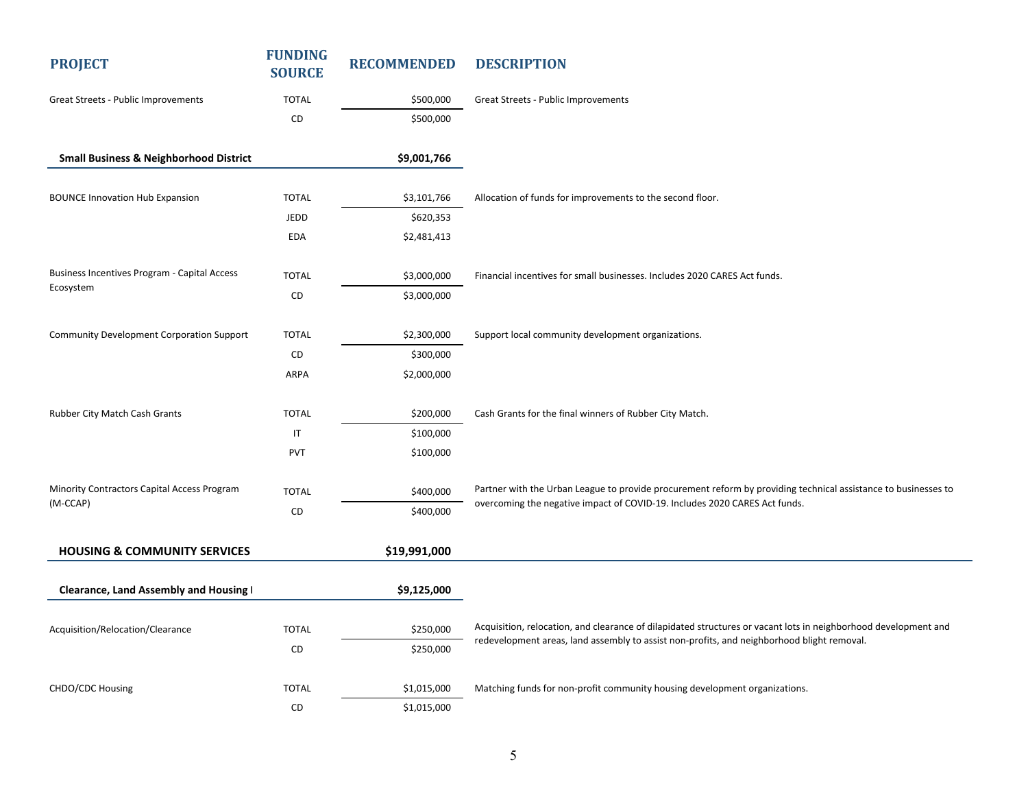| PROJECT | FUNDING SOURCE | RECOMMENDED | DESCRIPTION |
|---|---|---|---|
| Great Streets - Public Improvements | TOTAL | $500,000 | Great Streets - Public Improvements |
| | CD | $500,000 | |
| **Small Business & Neighborhood District** | | **$9,001,766** | |
| BOUNCE Innovation Hub Expansion | TOTAL | $3,101,766 | Allocation of funds for improvements to the second floor. |
| | JEDD | $620,353 | |
| | EDA | $2,481,413 | |
| Business Incentives Program - Capital Access Ecosystem | TOTAL | $3,000,000 | Financial incentives for small businesses. Includes 2020 CARES Act funds. |
| | CD | $3,000,000 | |
| Community Development Corporation Support | TOTAL | $2,300,000 | Support local community development organizations. |
| | CD | $300,000 | |
| | ARPA | $2,000,000 | |
| Rubber City Match Cash Grants | TOTAL | $200,000 | Cash Grants for the final winners of Rubber City Match. |
| | IT | $100,000 | |
| | PVT | $100,000 | |
| Minority Contractors Capital Access Program (M-CCAP) | TOTAL | $400,000 | Partner with the Urban League to provide procurement reform by providing technical assistance to businesses to overcoming the negative impact of COVID-19. Includes 2020 CARES Act funds. |
| | CD | $400,000 | |
| **HOUSING & COMMUNITY SERVICES** | | **$19,991,000** | |
| **Clearance, Land Assembly and Housing I** | | **$9,125,000** | |
| Acquisition/Relocation/Clearance | TOTAL | $250,000 | Acquisition, relocation, and clearance of dilapidated structures or vacant lots in neighborhood development and redevelopment areas, land assembly to assist non-profits, and neighborhood blight removal. |
| | CD | $250,000 | |
| CHDO/CDC Housing | TOTAL | $1,015,000 | Matching funds for non-profit community housing development organizations. |
| | CD | $1,015,000 | |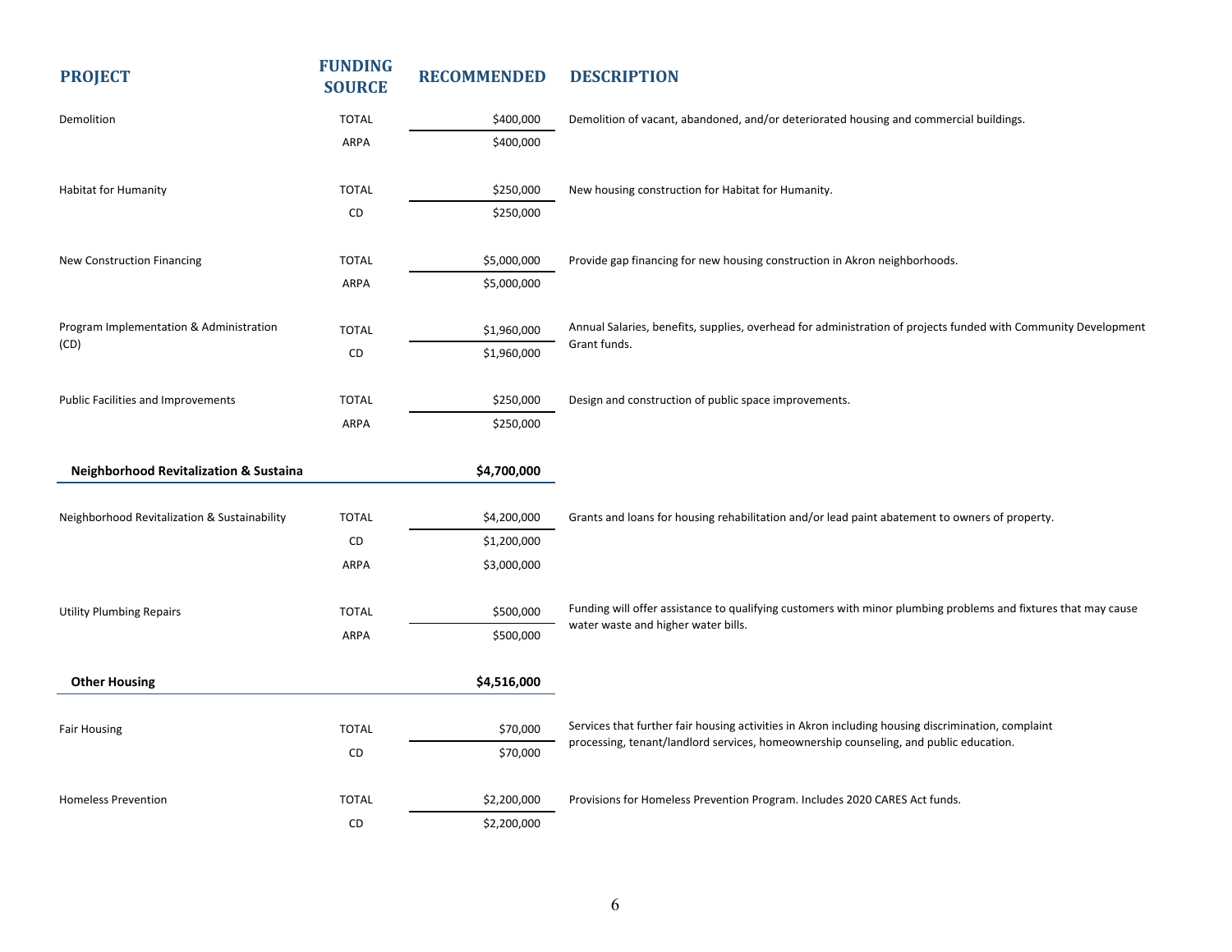| PROJECT | FUNDING SOURCE | RECOMMENDED | DESCRIPTION |
|---|---|---|---|
| Demolition | TOTAL | $400,000 | Demolition of vacant, abandoned, and/or deteriorated housing and commercial buildings. |
| | ARPA | $400,000 | |
| Habitat for Humanity | TOTAL | $250,000 | New housing construction for Habitat for Humanity. |
| | CD | $250,000 | |
| New Construction Financing | TOTAL | $5,000,000 | Provide gap financing for new housing construction in Akron neighborhoods. |
| | ARPA | $5,000,000 | |
| Program Implementation & Administration (CD) | TOTAL | $1,960,000 | Annual Salaries, benefits, supplies, overhead for administration of projects funded with Community Development Grant funds. |
| | CD | $1,960,000 | |
| Public Facilities and Improvements | TOTAL | $250,000 | Design and construction of public space improvements. |
| | ARPA | $250,000 | |
| **Neighborhood Revitalization & Sustaina** | | **$4,700,000** | |
| Neighborhood Revitalization & Sustainability | TOTAL | $4,200,000 | Grants and loans for housing rehabilitation and/or lead paint abatement to owners of property. |
| | CD | $1,200,000 | |
| | ARPA | $3,000,000 | |
| Utility Plumbing Repairs | TOTAL | $500,000 | Funding will offer assistance to qualifying customers with minor plumbing problems and fixtures that may cause water waste and higher water bills. |
| | ARPA | $500,000 | |
| **Other Housing** | | **$4,516,000** | |
| Fair Housing | TOTAL | $70,000 | Services that further fair housing activities in Akron including housing discrimination, complaint processing, tenant/landlord services, homeownership counseling, and public education. |
| | CD | $70,000 | |
| Homeless Prevention | TOTAL | $2,200,000 | Provisions for Homeless Prevention Program. Includes 2020 CARES Act funds. |
| | CD | $2,200,000 | |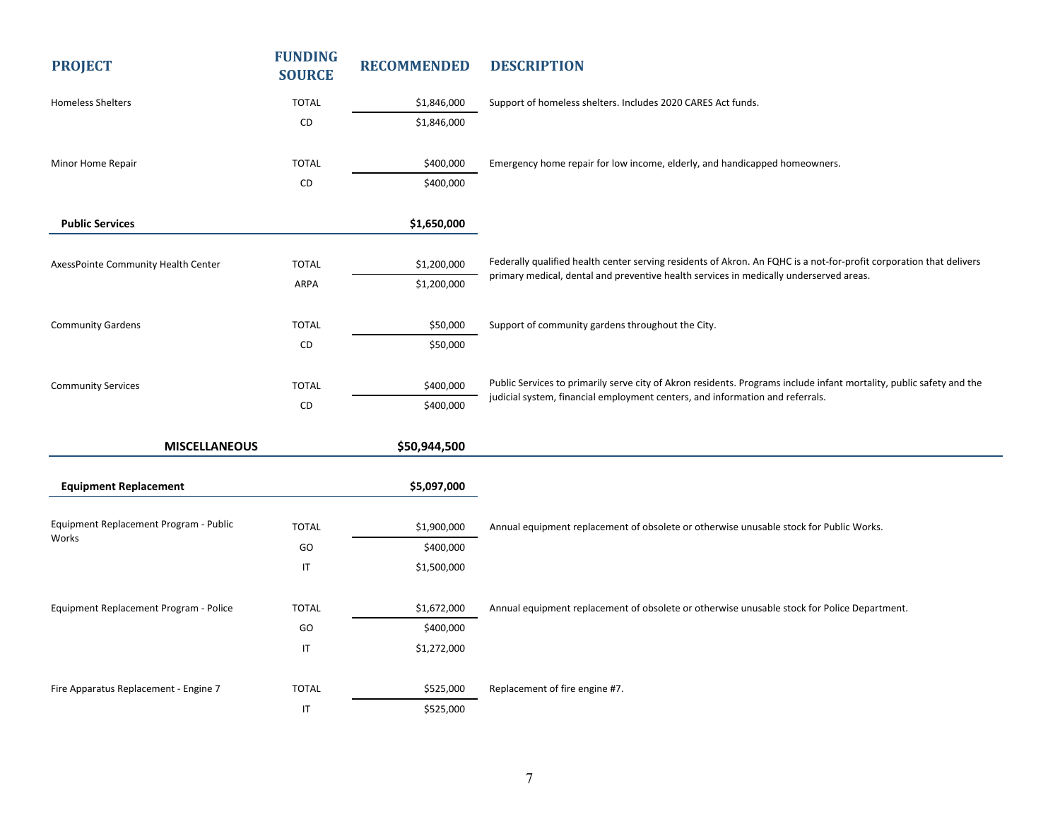| PROJECT | FUNDING SOURCE | RECOMMENDED | DESCRIPTION |
|---|---|---|---|
| Homeless Shelters | TOTAL | $1,846,000 | Support of homeless shelters. Includes 2020 CARES Act funds. |
| | CD | $1,846,000 | |
| Minor Home Repair | TOTAL | $400,000 | Emergency home repair for low income, elderly, and handicapped homeowners. |
| | CD | $400,000 | |
| **Public Services** | | **$1,650,000** | |
| AxessPointe Community Health Center | TOTAL | $1,200,000 | Federally qualified health center serving residents of Akron. An FQHC is a not-for-profit corporation that delivers primary medical, dental and preventive health services in medically underserved areas. |
| | ARPA | $1,200,000 | |
| Community Gardens | TOTAL | $50,000 | Support of community gardens throughout the City. |
| | CD | $50,000 | |
| Community Services | TOTAL | $400,000 | Public Services to primarily serve city of Akron residents. Programs include infant mortality, public safety and the judicial system, financial employment centers, and information and referrals. |
| | CD | $400,000 | |
| **MISCELLANEOUS** | | **$50,944,500** | |
| **Equipment Replacement** | | **$5,097,000** | |
| Equipment Replacement Program - Public Works | TOTAL | $1,900,000 | Annual equipment replacement of obsolete or otherwise unusable stock for Public Works. |
| | GO | $400,000 | |
| | IT | $1,500,000 | |
| Equipment Replacement Program - Police | TOTAL | $1,672,000 | Annual equipment replacement of obsolete or otherwise unusable stock for Police Department. |
| | GO | $400,000 | |
| | IT | $1,272,000 | |
| Fire Apparatus Replacement - Engine 7 | TOTAL | $525,000 | Replacement of fire engine #7. |
| | IT | $525,000 | |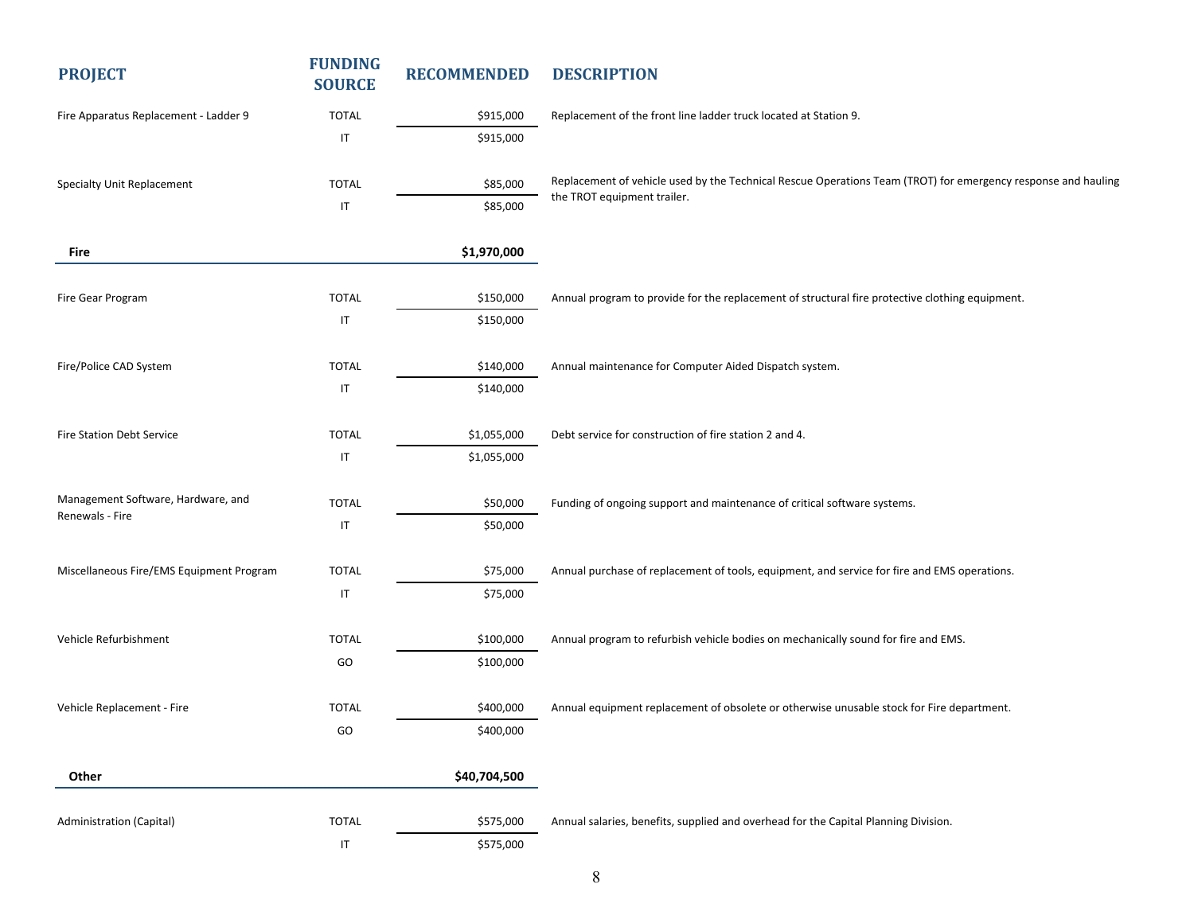| PROJECT | FUNDING SOURCE | RECOMMENDED | DESCRIPTION |
|---|---|---|---|
| Fire Apparatus Replacement - Ladder 9 | TOTAL | $915,000 | Replacement of the front line ladder truck located at Station 9. |
| | IT | $915,000 | |
| Specialty Unit Replacement | TOTAL | $85,000 | Replacement of vehicle used by the Technical Rescue Operations Team (TROT) for emergency response and hauling the TROT equipment trailer. |
| | IT | $85,000 | |
| **Fire** | | **$1,970,000** | |
| Fire Gear Program | TOTAL | $150,000 | Annual program to provide for the replacement of structural fire protective clothing equipment. |
| | IT | $150,000 | |
| Fire/Police CAD System | TOTAL | $140,000 | Annual maintenance for Computer Aided Dispatch system. |
| | IT | $140,000 | |
| Fire Station Debt Service | TOTAL | $1,055,000 | Debt service for construction of fire station 2 and 4. |
| | IT | $1,055,000 | |
| Management Software, Hardware, and Renewals - Fire | TOTAL | $50,000 | Funding of ongoing support and maintenance of critical software systems. |
| | IT | $50,000 | |
| Miscellaneous Fire/EMS Equipment Program | TOTAL | $75,000 | Annual purchase of replacement of tools, equipment, and service for fire and EMS operations. |
| | IT | $75,000 | |
| Vehicle Refurbishment | TOTAL | $100,000 | Annual program to refurbish vehicle bodies on mechanically sound for fire and EMS. |
| | GO | $100,000 | |
| Vehicle Replacement - Fire | TOTAL | $400,000 | Annual equipment replacement of obsolete or otherwise unusable stock for Fire department. |
| | GO | $400,000 | |
| **Other** | | **$40,704,500** | |
| Administration (Capital) | TOTAL | $575,000 | Annual salaries, benefits, supplied and overhead for the Capital Planning Division. |
| | IT | $575,000 | |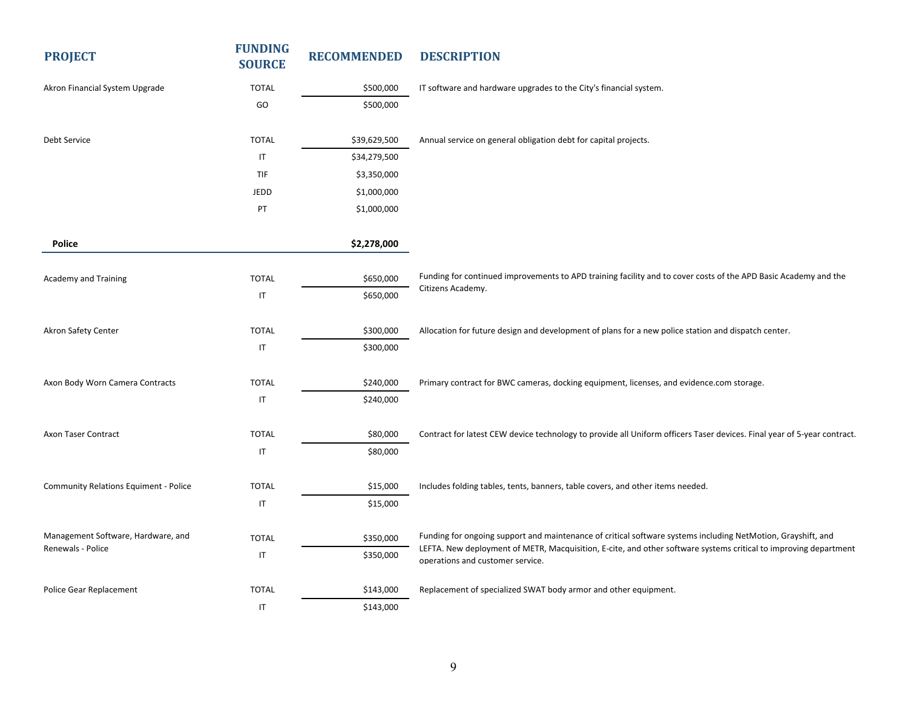| PROJECT | FUNDING SOURCE | RECOMMENDED | DESCRIPTION |
|---|---|---|---|
| Akron Financial System Upgrade | TOTAL | $500,000 | IT software and hardware upgrades to the City's financial system. |
| | GO | $500,000 | |
| Debt Service | TOTAL | $39,629,500 | Annual service on general obligation debt for capital projects. |
| | IT | $34,279,500 | |
| | TIF | $3,350,000 | |
| | JEDD | $1,000,000 | |
| | PT | $1,000,000 | |
| **Police** | | **$2,278,000** | |
| Academy and Training | TOTAL | $650,000 | Funding for continued improvements to APD training facility and to cover costs of the APD Basic Academy and the Citizens Academy. |
| | IT | $650,000 | |
| Akron Safety Center | TOTAL | $300,000 | Allocation for future design and development of plans for a new police station and dispatch center. |
| | IT | $300,000 | |
| Axon Body Worn Camera Contracts | TOTAL | $240,000 | Primary contract for BWC cameras, docking equipment, licenses, and evidence.com storage. |
| | IT | $240,000 | |
| Axon Taser Contract | TOTAL | $80,000 | Contract for latest CEW device technology to provide all Uniform officers Taser devices. Final year of 5-year contract. |
| | IT | $80,000 | |
| Community Relations Equiment - Police | TOTAL | $15,000 | Includes folding tables, tents, banners, table covers, and other items needed. |
| | IT | $15,000 | |
| Management Software, Hardware, and Renewals - Police | TOTAL | $350,000 | Funding for ongoing support and maintenance of critical software systems including NetMotion, Grayshift, and LEFTA. New deployment of METR, Macquisition, E-cite, and other software systems critical to improving department operations and customer service. |
| | IT | $350,000 | |
| Police Gear Replacement | TOTAL | $143,000 | Replacement of specialized SWAT body armor and other equipment. |
| | IT | $143,000 | |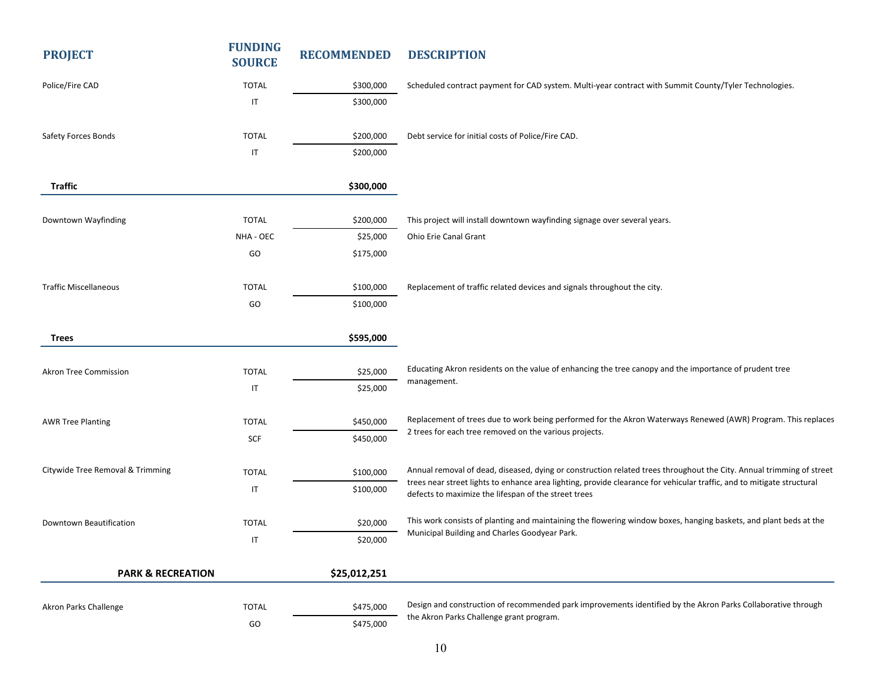| PROJECT | FUNDING SOURCE | RECOMMENDED | DESCRIPTION |
|---|---|---|---|
| Police/Fire CAD | TOTAL | $300,000 | Scheduled contract payment for CAD system. Multi-year contract with Summit County/Tyler Technologies. |
| | IT | $300,000 | |
| Safety Forces Bonds | TOTAL | $200,000 | Debt service for initial costs of Police/Fire CAD. |
| | IT | $200,000 | |
| **Traffic** | | **$300,000** | |
| Downtown Wayfinding | TOTAL | $200,000 | This project will install downtown wayfinding signage over several years. |
| | NHA - OEC | $25,000 | Ohio Erie Canal Grant |
| | GO | $175,000 | |
| Traffic Miscellaneous | TOTAL | $100,000 | Replacement of traffic related devices and signals throughout the city. |
| | GO | $100,000 | |
| **Trees** | | **$595,000** | |
| Akron Tree Commission | TOTAL | $25,000 | Educating Akron residents on the value of enhancing the tree canopy and the importance of prudent tree management. |
| | IT | $25,000 | |
| AWR Tree Planting | TOTAL | $450,000 | Replacement of trees due to work being performed for the Akron Waterways Renewed (AWR) Program. This replaces 2 trees for each tree removed on the various projects. |
| | SCF | $450,000 | |
| Citywide Tree Removal & Trimming | TOTAL | $100,000 | Annual removal of dead, diseased, dying or construction related trees throughout the City. Annual trimming of street trees near street lights to enhance area lighting, provide clearance for vehicular traffic, and to mitigate structural defects to maximize the lifespan of the street trees |
| | IT | $100,000 | |
| Downtown Beautification | TOTAL | $20,000 | This work consists of planting and maintaining the flowering window boxes, hanging baskets, and plant beds at the Municipal Building and Charles Goodyear Park. |
| | IT | $20,000 | |
| **PARK & RECREATION** | | **$25,012,251** | |
| Akron Parks Challenge | TOTAL | $475,000 | Design and construction of recommended park improvements identified by the Akron Parks Collaborative through the Akron Parks Challenge grant program. |
| | GO | $475,000 | |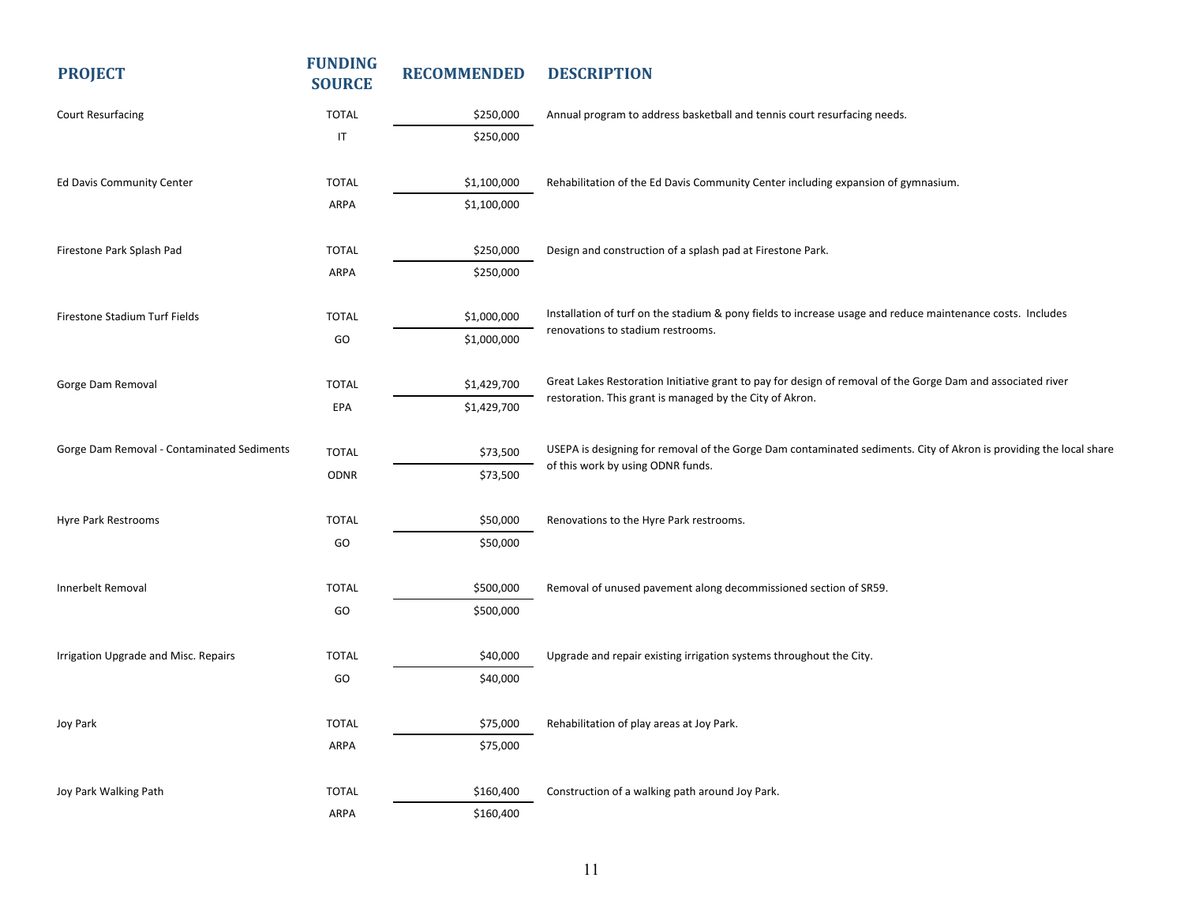| PROJECT | FUNDING SOURCE | RECOMMENDED | DESCRIPTION |
|---|---|---|---|
| Court Resurfacing | TOTAL | $250,000 | Annual program to address basketball and tennis court resurfacing needs. |
| | IT | $250,000 | |
| Ed Davis Community Center | TOTAL | $1,100,000 | Rehabilitation of the Ed Davis Community Center including expansion of gymnasium. |
| | ARPA | $1,100,000 | |
| Firestone Park Splash Pad | TOTAL | $250,000 | Design and construction of a splash pad at Firestone Park. |
| | ARPA | $250,000 | |
| Firestone Stadium Turf Fields | TOTAL | $1,000,000 | Installation of turf on the stadium & pony fields to increase usage and reduce maintenance costs. Includes renovations to stadium restrooms. |
| | GO | $1,000,000 | |
| Gorge Dam Removal | TOTAL | $1,429,700 | Great Lakes Restoration Initiative grant to pay for design of removal of the Gorge Dam and associated river restoration. This grant is managed by the City of Akron. |
| | EPA | $1,429,700 | |
| Gorge Dam Removal - Contaminated Sediments | TOTAL | $73,500 | USEPA is designing for removal of the Gorge Dam contaminated sediments. City of Akron is providing the local share of this work by using ODNR funds. |
| | ODNR | $73,500 | |
| Hyre Park Restrooms | TOTAL | $50,000 | Renovations to the Hyre Park restrooms. |
| | GO | $50,000 | |
| Innerbelt Removal | TOTAL | $500,000 | Removal of unused pavement along decommissioned section of SR59. |
| | GO | $500,000 | |
| Irrigation Upgrade and Misc. Repairs | TOTAL | $40,000 | Upgrade and repair existing irrigation systems throughout the City. |
| | GO | $40,000 | |
| Joy Park | TOTAL | $75,000 | Rehabilitation of play areas at Joy Park. |
| | ARPA | $75,000 | |
| Joy Park Walking Path | TOTAL | $160,400 | Construction of a walking path around Joy Park. |
| | ARPA | $160,400 | |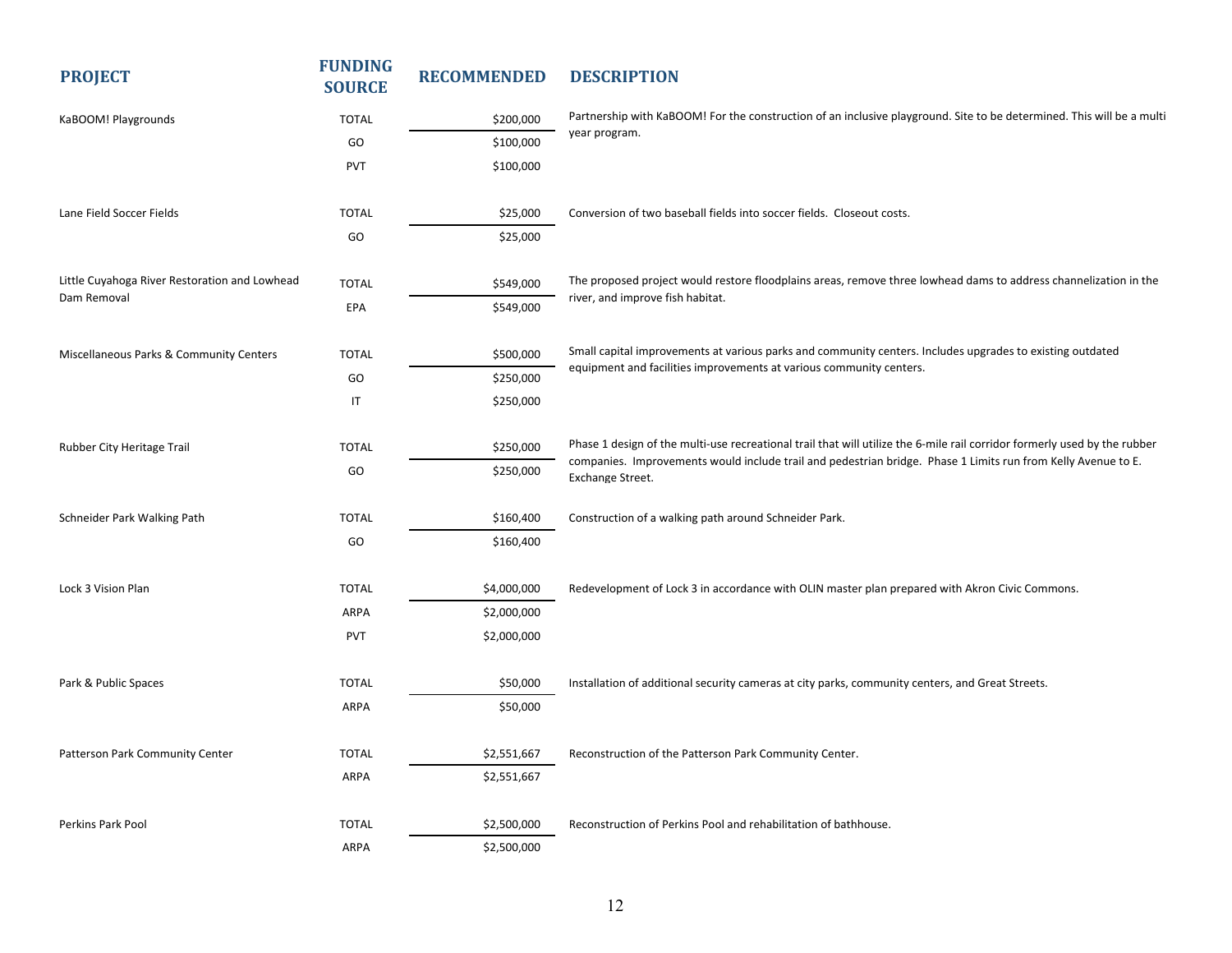| PROJECT | FUNDING SOURCE | RECOMMENDED | DESCRIPTION |
|---|---|---|---|
| KaBOOM! Playgrounds | TOTAL | $200,000 | Partnership with KaBOOM! For the construction of an inclusive playground. Site to be determined. This will be a multi year program. |
| | GO | $100,000 | |
| | PVT | $100,000 | |
| Lane Field Soccer Fields | TOTAL | $25,000 | Conversion of two baseball fields into soccer fields. Closeout costs. |
| | GO | $25,000 | |
| Little Cuyahoga River Restoration and Lowhead Dam Removal | TOTAL | $549,000 | The proposed project would restore floodplains areas, remove three lowhead dams to address channelization in the river, and improve fish habitat. |
| | EPA | $549,000 | |
| Miscellaneous Parks & Community Centers | TOTAL | $500,000 | Small capital improvements at various parks and community centers. Includes upgrades to existing outdated equipment and facilities improvements at various community centers. |
| | GO | $250,000 | |
| | IT | $250,000 | |
| Rubber City Heritage Trail | TOTAL | $250,000 | Phase 1 design of the multi-use recreational trail that will utilize the 6-mile rail corridor formerly used by the rubber companies. Improvements would include trail and pedestrian bridge. Phase 1 Limits run from Kelly Avenue to E. Exchange Street. |
| | GO | $250,000 | |
| Schneider Park Walking Path | TOTAL | $160,400 | Construction of a walking path around Schneider Park. |
| | GO | $160,400 | |
| Lock 3 Vision Plan | TOTAL | $4,000,000 | Redevelopment of Lock 3 in accordance with OLIN master plan prepared with Akron Civic Commons. |
| | ARPA | $2,000,000 | |
| | PVT | $2,000,000 | |
| Park & Public Spaces | TOTAL | $50,000 | Installation of additional security cameras at city parks, community centers, and Great Streets. |
| | ARPA | $50,000 | |
| Patterson Park Community Center | TOTAL | $2,551,667 | Reconstruction of the Patterson Park Community Center. |
| | ARPA | $2,551,667 | |
| Perkins Park Pool | TOTAL | $2,500,000 | Reconstruction of Perkins Pool and rehabilitation of bathhouse. |
| | ARPA | $2,500,000 | |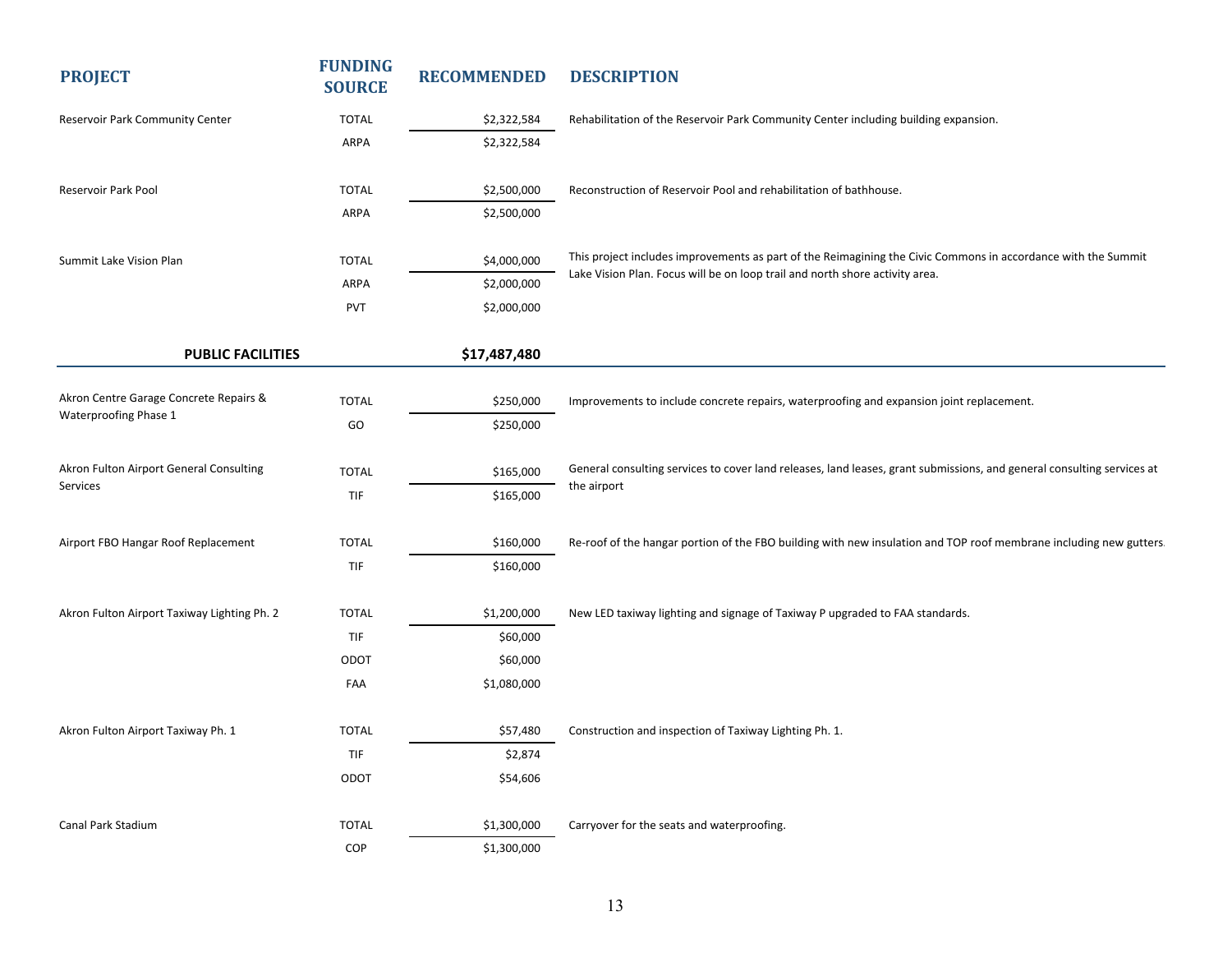| PROJECT | FUNDING SOURCE | RECOMMENDED | DESCRIPTION |
|---|---|---|---|
| Reservoir Park Community Center | TOTAL | $2,322,584 | Rehabilitation of the Reservoir Park Community Center including building expansion. |
| | ARPA | $2,322,584 | |
| Reservoir Park Pool | TOTAL | $2,500,000 | Reconstruction of Reservoir Pool and rehabilitation of bathhouse. |
| | ARPA | $2,500,000 | |
| Summit Lake Vision Plan | TOTAL | $4,000,000 | This project includes improvements as part of the Reimagining the Civic Commons in accordance with the Summit Lake Vision Plan. Focus will be on loop trail and north shore activity area. |
| | ARPA | $2,000,000 | |
| | PVT | $2,000,000 | |
| **PUBLIC FACILITIES** | | **$17,487,480** | |
| Akron Centre Garage Concrete Repairs & Waterproofing Phase 1 | TOTAL | $250,000 | Improvements to include concrete repairs, waterproofing and expansion joint replacement. |
| | GO | $250,000 | |
| Akron Fulton Airport General Consulting Services | TOTAL | $165,000 | General consulting services to cover land releases, land leases, grant submissions, and general consulting services at the airport |
| | TIF | $165,000 | |
| Airport FBO Hangar Roof Replacement | TOTAL | $160,000 | Re-roof of the hangar portion of the FBO building with new insulation and TOP roof membrane including new gutters. |
| | TIF | $160,000 | |
| Akron Fulton Airport Taxiway Lighting Ph. 2 | TOTAL | $1,200,000 | New LED taxiway lighting and signage of Taxiway P upgraded to FAA standards. |
| | TIF | $60,000 | |
| | ODOT | $60,000 | |
| | FAA | $1,080,000 | |
| Akron Fulton Airport Taxiway Ph. 1 | TOTAL | $57,480 | Construction and inspection of Taxiway Lighting Ph. 1. |
| | TIF | $2,874 | |
| | ODOT | $54,606 | |
| Canal Park Stadium | TOTAL | $1,300,000 | Carryover for the seats and waterproofing. |
| | COP | $1,300,000 | |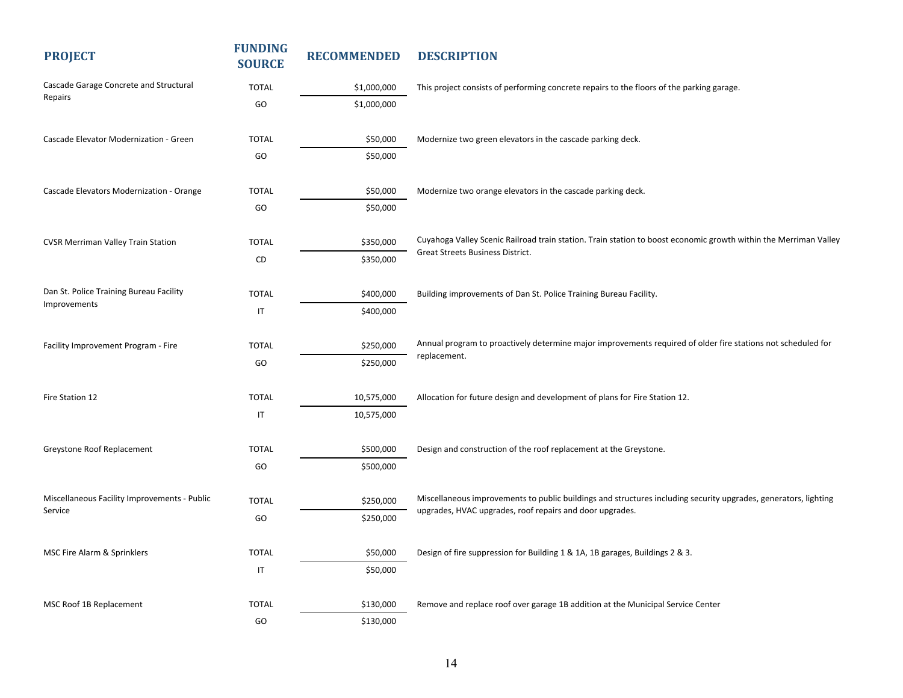| PROJECT | FUNDING SOURCE | RECOMMENDED | DESCRIPTION |
|---|---|---|---|
| Cascade Garage Concrete and Structural Repairs | TOTAL | $1,000,000 | This project consists of performing concrete repairs to the floors of the parking garage. |
| | GO | $1,000,000 | |
| Cascade Elevator Modernization - Green | TOTAL | $50,000 | Modernize two green elevators in the cascade parking deck. |
| | GO | $50,000 | |
| Cascade Elevators Modernization - Orange | TOTAL | $50,000 | Modernize two orange elevators in the cascade parking deck. |
| | GO | $50,000 | |
| CVSR Merriman Valley Train Station | TOTAL | $350,000 | Cuyahoga Valley Scenic Railroad train station. Train station to boost economic growth within the Merriman Valley Great Streets Business District. |
| | CD | $350,000 | |
| Dan St. Police Training Bureau Facility Improvements | TOTAL | $400,000 | Building improvements of Dan St. Police Training Bureau Facility. |
| | IT | $400,000 | |
| Facility Improvement Program - Fire | TOTAL | $250,000 | Annual program to proactively determine major improvements required of older fire stations not scheduled for replacement. |
| | GO | $250,000 | |
| Fire Station 12 | TOTAL | 10,575,000 | Allocation for future design and development of plans for Fire Station 12. |
| | IT | 10,575,000 | |
| Greystone Roof Replacement | TOTAL | $500,000 | Design and construction of the roof replacement at the Greystone. |
| | GO | $500,000 | |
| Miscellaneous Facility Improvements - Public Service | TOTAL | $250,000 | Miscellaneous improvements to public buildings and structures including security upgrades, generators, lighting upgrades, HVAC upgrades, roof repairs and door upgrades. |
| | GO | $250,000 | |
| MSC Fire Alarm & Sprinklers | TOTAL | $50,000 | Design of fire suppression for Building 1 & 1A, 1B garages, Buildings 2 & 3. |
| | IT | $50,000 | |
| MSC Roof 1B Replacement | TOTAL | $130,000 | Remove and replace roof over garage 1B addition at the Municipal Service Center |
| | GO | $130,000 | |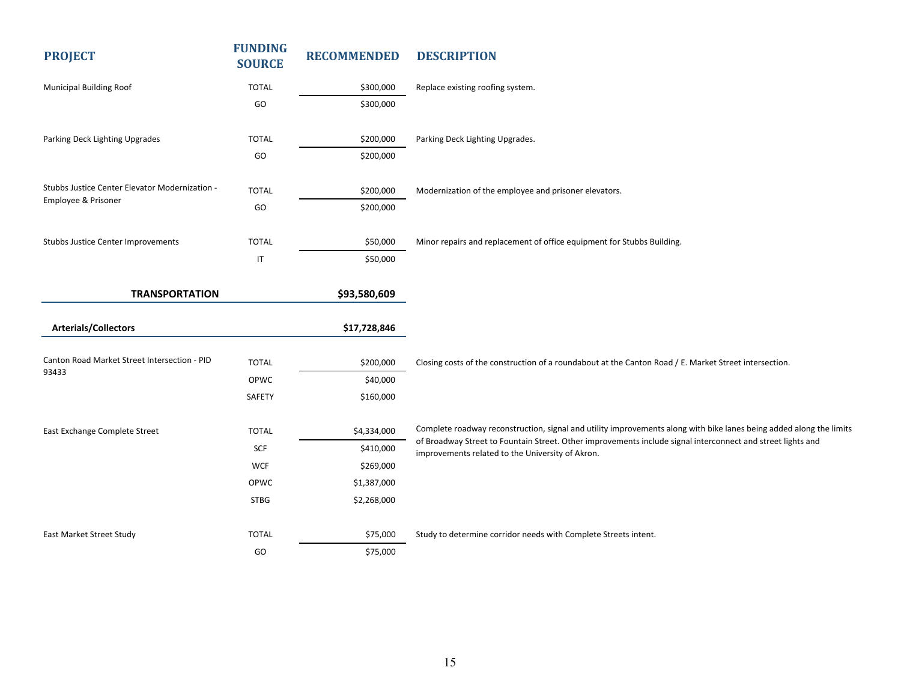| PROJECT | FUNDING SOURCE | RECOMMENDED | DESCRIPTION |
|---|---|---|---|
| Municipal Building Roof | TOTAL | $300,000 | Replace existing roofing system. |
| | GO | $300,000 | |
| Parking Deck Lighting Upgrades | TOTAL | $200,000 | Parking Deck Lighting Upgrades. |
| | GO | $200,000 | |
| Stubbs Justice Center Elevator Modernization - Employee & Prisoner | TOTAL | $200,000 | Modernization of the employee and prisoner elevators. |
| | GO | $200,000 | |
| Stubbs Justice Center Improvements | TOTAL | $50,000 | Minor repairs and replacement of office equipment for Stubbs Building. |
| | IT | $50,000 | |
| **TRANSPORTATION** | | **$93,580,609** | |
| **Arterials/Collectors** | | **$17,728,846** | |
| Canton Road Market Street Intersection - PID 93433 | TOTAL | $200,000 | Closing costs of the construction of a roundabout at the Canton Road / E. Market Street intersection. |
| | OPWC | $40,000 | |
| | SAFETY | $160,000 | |
| East Exchange Complete Street | TOTAL | $4,334,000 | Complete roadway reconstruction, signal and utility improvements along with bike lanes being added along the limits of Broadway Street to Fountain Street. Other improvements include signal interconnect and street lights and improvements related to the University of Akron. |
| | SCF | $410,000 | |
| | WCF | $269,000 | |
| | OPWC | $1,387,000 | |
| | STBG | $2,268,000 | |
| East Market Street Study | TOTAL | $75,000 | Study to determine corridor needs with Complete Streets intent. |
| | GO | $75,000 | |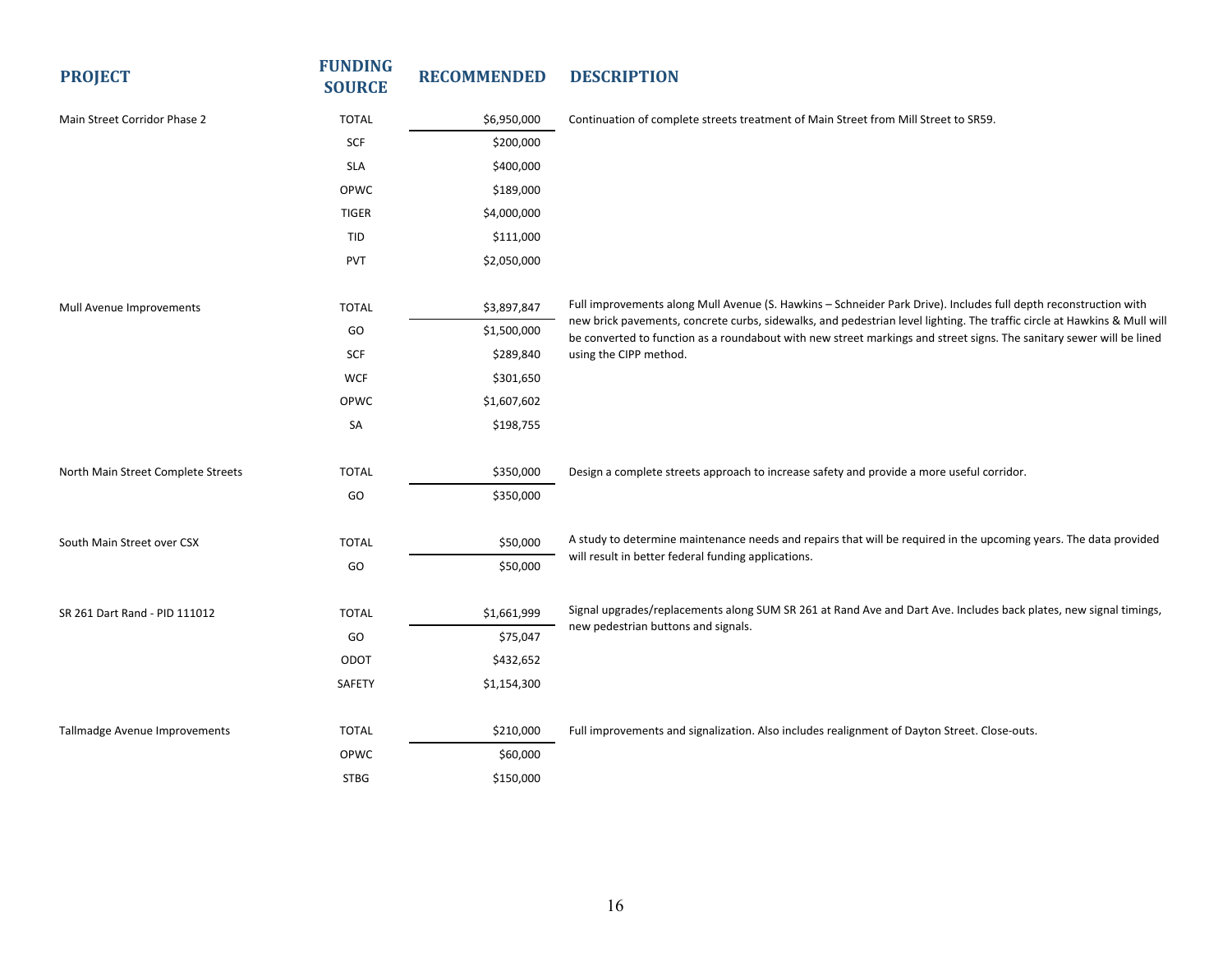| PROJECT | FUNDING SOURCE | RECOMMENDED | DESCRIPTION |
|---|---|---|---|
| Main Street Corridor Phase 2 | TOTAL | $6,950,000 | Continuation of complete streets treatment of Main Street from Mill Street to SR59. |
| | SCF | $200,000 | |
| | SLA | $400,000 | |
| | OPWC | $189,000 | |
| | TIGER | $4,000,000 | |
| | TID | $111,000 | |
| | PVT | $2,050,000 | |
| Mull Avenue Improvements | TOTAL | $3,897,847 | Full improvements along Mull Avenue (S. Hawkins – Schneider Park Drive). Includes full depth reconstruction with new brick pavements, concrete curbs, sidewalks, and pedestrian level lighting. The traffic circle at Hawkins & Mull will be converted to function as a roundabout with new street markings and street signs. The sanitary sewer will be lined using the CIPP method. |
| | GO | $1,500,000 | |
| | SCF | $289,840 | |
| | WCF | $301,650 | |
| | OPWC | $1,607,602 | |
| | SA | $198,755 | |
| North Main Street Complete Streets | TOTAL | $350,000 | Design a complete streets approach to increase safety and provide a more useful corridor. |
| | GO | $350,000 | |
| South Main Street over CSX | TOTAL | $50,000 | A study to determine maintenance needs and repairs that will be required in the upcoming years. The data provided will result in better federal funding applications. |
| | GO | $50,000 | |
| SR 261 Dart Rand - PID 111012 | TOTAL | $1,661,999 | Signal upgrades/replacements along SUM SR 261 at Rand Ave and Dart Ave. Includes back plates, new signal timings, new pedestrian buttons and signals. |
| | GO | $75,047 | |
| | ODOT | $432,652 | |
| | SAFETY | $1,154,300 | |
| Tallmadge Avenue Improvements | TOTAL | $210,000 | Full improvements and signalization. Also includes realignment of Dayton Street. Close-outs. |
| | OPWC | $60,000 | |
| | STBG | $150,000 | |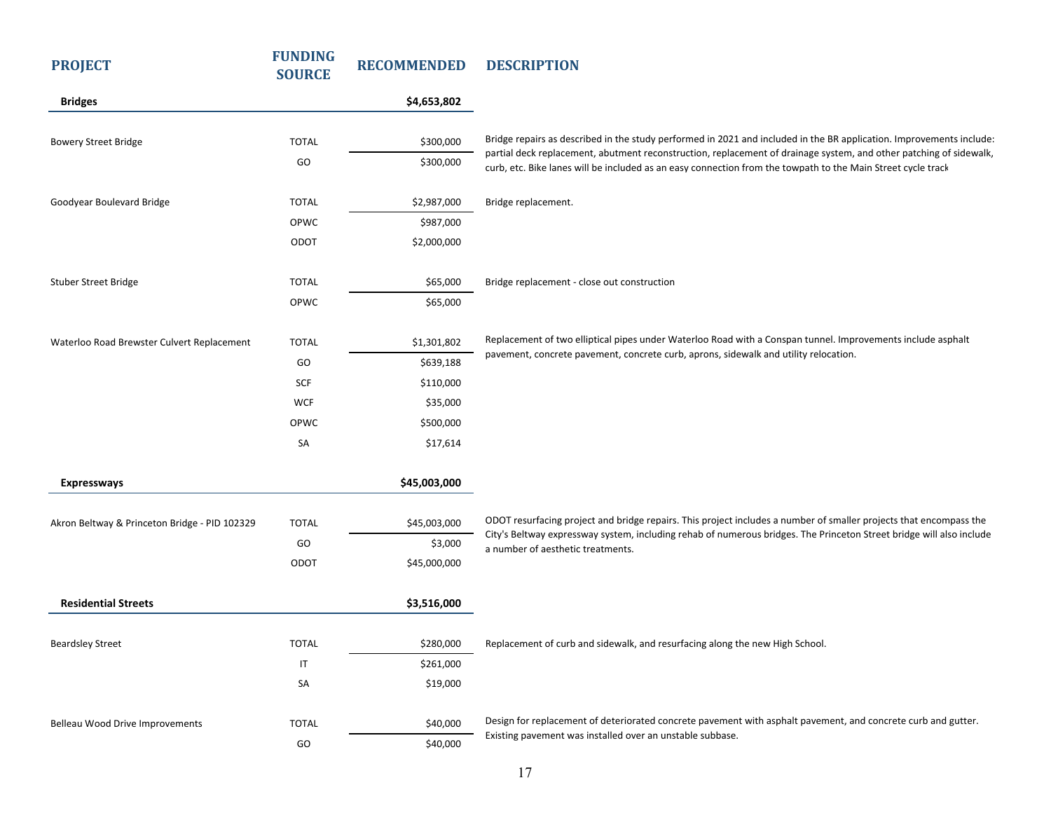| PROJECT | FUNDING SOURCE | RECOMMENDED | DESCRIPTION |
|---|---|---|---|
| **Bridges** | | **$4,653,802** | |
| Bowery Street Bridge | TOTAL | $300,000 | Bridge repairs as described in the study performed in 2021 and included in the BR application. Improvements include: partial deck replacement, abutment reconstruction, replacement of drainage system, and other patching of sidewalk, curb, etc. Bike lanes will be included as an easy connection from the towpath to the Main Street cycle track |
| | GO | $300,000 | |
| Goodyear Boulevard Bridge | TOTAL | $2,987,000 | Bridge replacement. |
| | OPWC | $987,000 | |
| | ODOT | $2,000,000 | |
| Stuber Street Bridge | TOTAL | $65,000 | Bridge replacement - close out construction |
| | OPWC | $65,000 | |
| Waterloo Road Brewster Culvert Replacement | TOTAL | $1,301,802 | Replacement of two elliptical pipes under Waterloo Road with a Conspan tunnel. Improvements include asphalt pavement, concrete pavement, concrete curb, aprons, sidewalk and utility relocation. |
| | GO | $639,188 | |
| | SCF | $110,000 | |
| | WCF | $35,000 | |
| | OPWC | $500,000 | |
| | SA | $17,614 | |
| **Expressways** | | **$45,003,000** | |
| Akron Beltway & Princeton Bridge - PID 102329 | TOTAL | $45,003,000 | ODOT resurfacing project and bridge repairs. This project includes a number of smaller projects that encompass the City's Beltway expressway system, including rehab of numerous bridges. The Princeton Street bridge will also include a number of aesthetic treatments. |
| | GO | $3,000 | |
| | ODOT | $45,000,000 | |
| **Residential Streets** | | **$3,516,000** | |
| Beardsley Street | TOTAL | $280,000 | Replacement of curb and sidewalk, and resurfacing along the new High School. |
| | IT | $261,000 | |
| | SA | $19,000 | |
| Belleau Wood Drive Improvements | TOTAL | $40,000 | Design for replacement of deteriorated concrete pavement with asphalt pavement, and concrete curb and gutter. Existing pavement was installed over an unstable subbase. |
| | GO | $40,000 | |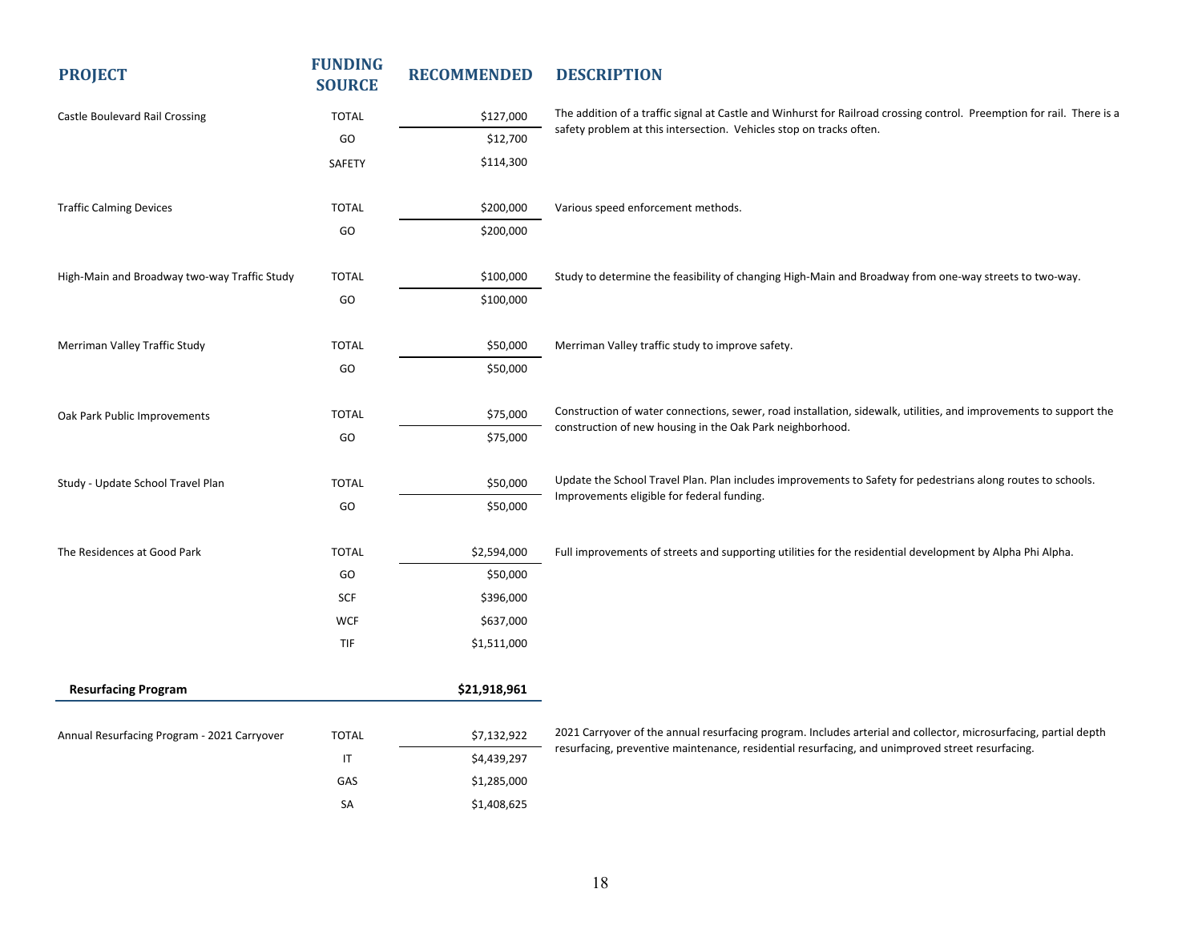| PROJECT | FUNDING SOURCE | RECOMMENDED | DESCRIPTION |
|---|---|---|---|
| Castle Boulevard Rail Crossing | TOTAL | $127,000 | The addition of a traffic signal at Castle and Winhurst for Railroad crossing control. Preemption for rail. There is a safety problem at this intersection. Vehicles stop on tracks often. |
| | GO | $12,700 | |
| | SAFETY | $114,300 | |
| Traffic Calming Devices | TOTAL | $200,000 | Various speed enforcement methods. |
| | GO | $200,000 | |
| High-Main and Broadway two-way Traffic Study | TOTAL | $100,000 | Study to determine the feasibility of changing High-Main and Broadway from one-way streets to two-way. |
| | GO | $100,000 | |
| Merriman Valley Traffic Study | TOTAL | $50,000 | Merriman Valley traffic study to improve safety. |
| | GO | $50,000 | |
| Oak Park Public Improvements | TOTAL | $75,000 | Construction of water connections, sewer, road installation, sidewalk, utilities, and improvements to support the construction of new housing in the Oak Park neighborhood. |
| | GO | $75,000 | |
| Study - Update School Travel Plan | TOTAL | $50,000 | Update the School Travel Plan. Plan includes improvements to Safety for pedestrians along routes to schools. Improvements eligible for federal funding. |
| | GO | $50,000 | |
| The Residences at Good Park | TOTAL | $2,594,000 | Full improvements of streets and supporting utilities for the residential development by Alpha Phi Alpha. |
| | GO | $50,000 | |
| | SCF | $396,000 | |
| | WCF | $637,000 | |
| | TIF | $1,511,000 | |
| **Resurfacing Program** | | **$21,918,961** | |
| Annual Resurfacing Program - 2021 Carryover | TOTAL | $7,132,922 | 2021 Carryover of the annual resurfacing program. Includes arterial and collector, microsurfacing, partial depth resurfacing, preventive maintenance, residential resurfacing, and unimproved street resurfacing. |
| | IT | $4,439,297 | |
| | GAS | $1,285,000 | |
| | SA | $1,408,625 | |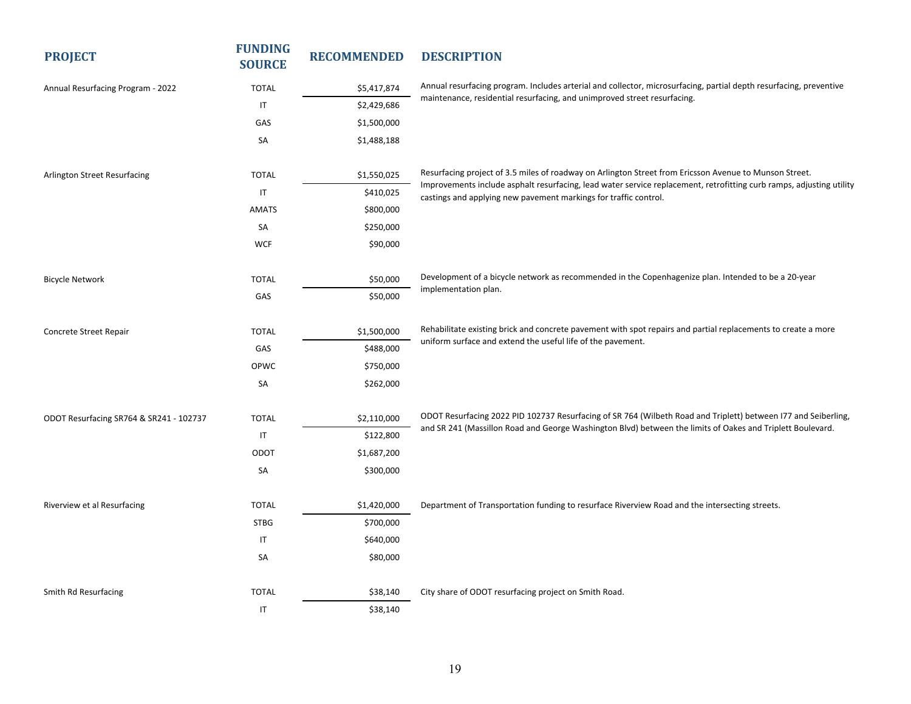| PROJECT | FUNDING SOURCE | RECOMMENDED | DESCRIPTION |
|---|---|---|---|
| Annual Resurfacing Program - 2022 | TOTAL | $5,417,874 | Annual resurfacing program. Includes arterial and collector, microsurfacing, partial depth resurfacing, preventive maintenance, residential resurfacing, and unimproved street resurfacing. |
| | IT | $2,429,686 | |
| | GAS | $1,500,000 | |
| | SA | $1,488,188 | |
| Arlington Street Resurfacing | TOTAL | $1,550,025 | Resurfacing project of 3.5 miles of roadway on Arlington Street from Ericsson Avenue to Munson Street. Improvements include asphalt resurfacing, lead water service replacement, retrofitting curb ramps, adjusting utility castings and applying new pavement markings for traffic control. |
| | IT | $410,025 | |
| | AMATS | $800,000 | |
| | SA | $250,000 | |
| | WCF | $90,000 | |
| Bicycle Network | TOTAL | $50,000 | Development of a bicycle network as recommended in the Copenhagenize plan. Intended to be a 20-year implementation plan. |
| | GAS | $50,000 | |
| Concrete Street Repair | TOTAL | $1,500,000 | Rehabilitate existing brick and concrete pavement with spot repairs and partial replacements to create a more uniform surface and extend the useful life of the pavement. |
| | GAS | $488,000 | |
| | OPWC | $750,000 | |
| | SA | $262,000 | |
| ODOT Resurfacing SR764 & SR241 - 102737 | TOTAL | $2,110,000 | ODOT Resurfacing 2022 PID 102737 Resurfacing of SR 764 (Wilbeth Road and Triplett) between I77 and Seiberling, and SR 241 (Massillon Road and George Washington Blvd) between the limits of Oakes and Triplett Boulevard. |
| | IT | $122,800 | |
| | ODOT | $1,687,200 | |
| | SA | $300,000 | |
| Riverview et al Resurfacing | TOTAL | $1,420,000 | Department of Transportation funding to resurface Riverview Road and the intersecting streets. |
| | STBG | $700,000 | |
| | IT | $640,000 | |
| | SA | $80,000 | |
| Smith Rd Resurfacing | TOTAL | $38,140 | City share of ODOT resurfacing project on Smith Road. |
| | IT | $38,140 | |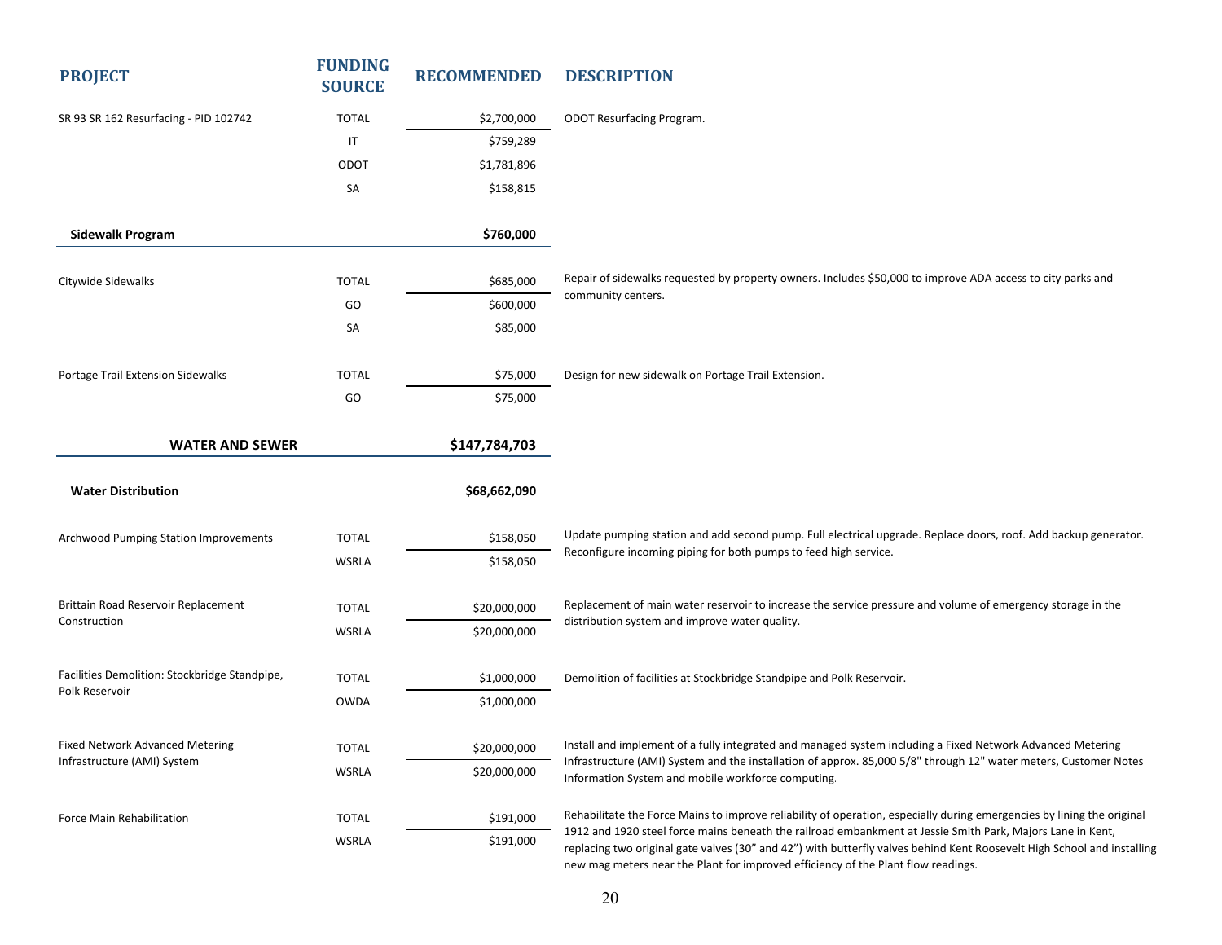| PROJECT | FUNDING SOURCE | RECOMMENDED | DESCRIPTION |
|---|---|---|---|
| SR 93 SR 162 Resurfacing - PID 102742 | TOTAL | $2,700,000 | ODOT Resurfacing Program. |
| | IT | $759,289 | |
| | ODOT | $1,781,896 | |
| | SA | $158,815 | |
| **Sidewalk Program** | | **$760,000** | |
| Citywide Sidewalks | TOTAL | $685,000 | Repair of sidewalks requested by property owners. Includes $50,000 to improve ADA access to city parks and community centers. |
| | GO | $600,000 | |
| | SA | $85,000 | |
| Portage Trail Extension Sidewalks | TOTAL | $75,000 | Design for new sidewalk on Portage Trail Extension. |
| | GO | $75,000 | |
| **WATER AND SEWER** | | **$147,784,703** | |
| **Water Distribution** | | **$68,662,090** | |
| Archwood Pumping Station Improvements | TOTAL | $158,050 | Update pumping station and add second pump. Full electrical upgrade. Replace doors, roof. Add backup generator. Reconfigure incoming piping for both pumps to feed high service. |
| | WSRLA | $158,050 | |
| Brittain Road Reservoir Replacement Construction | TOTAL | $20,000,000 | Replacement of main water reservoir to increase the service pressure and volume of emergency storage in the distribution system and improve water quality. |
| | WSRLA | $20,000,000 | |
| Facilities Demolition: Stockbridge Standpipe, Polk Reservoir | TOTAL | $1,000,000 | Demolition of facilities at Stockbridge Standpipe and Polk Reservoir. |
| | OWDA | $1,000,000 | |
| Fixed Network Advanced Metering Infrastructure (AMI) System | TOTAL | $20,000,000 | Install and implement of a fully integrated and managed system including a Fixed Network Advanced Metering Infrastructure (AMI) System and the installation of approx. 85,000 5/8" through 12" water meters, Customer Notes Information System and mobile workforce computing. |
| | WSRLA | $20,000,000 | |
| Force Main Rehabilitation | TOTAL | $191,000 | Rehabilitate the Force Mains to improve reliability of operation, especially during emergencies by lining the original 1912 and 1920 steel force mains beneath the railroad embankment at Jessie Smith Park, Majors Lane in Kent, replacing two original gate valves (30" and 42") with butterfly valves behind Kent Roosevelt High School and installing new mag meters near the Plant for improved efficiency of the Plant flow readings. |
| | WSRLA | $191,000 | |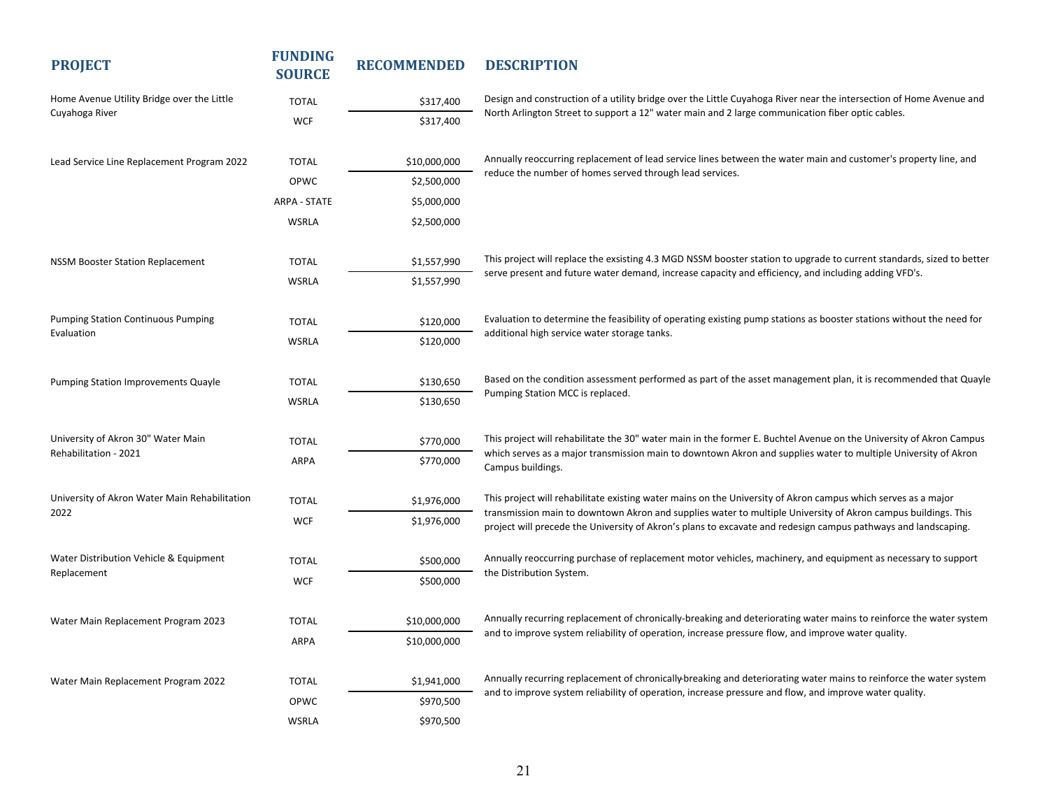| PROJECT | FUNDING SOURCE | RECOMMENDED | DESCRIPTION |
|---|---|---|---|
| Home Avenue Utility Bridge over the Little Cuyahoga River | TOTAL | $317,400 | Design and construction of a utility bridge over the Little Cuyahoga River near the intersection of Home Avenue and North Arlington Street to support a 12" water main and 2 large communication fiber optic cables. |
| | WCF | $317,400 | |
| Lead Service Line Replacement Program 2022 | TOTAL | $10,000,000 | Annually reoccurring replacement of lead service lines between the water main and customer's property line, and reduce the number of homes served through lead services. |
| | OPWC | $2,500,000 | |
| | ARPA - STATE | $5,000,000 | |
| | WSRLA | $2,500,000 | |
| NSSM Booster Station Replacement | TOTAL | $1,557,990 | This project will replace the exsisting 4.3 MGD NSSM booster station to upgrade to current standards, sized to better serve present and future water demand, increase capacity and efficiency, and including adding VFD's. |
| | WSRLA | $1,557,990 | |
| Pumping Station Continuous Pumping Evaluation | TOTAL | $120,000 | Evaluation to determine the feasibility of operating existing pump stations as booster stations without the need for additional high service water storage tanks. |
| | WSRLA | $120,000 | |
| Pumping Station Improvements Quayle | TOTAL | $130,650 | Based on the condition assessment performed as part of the asset management plan, it is recommended that Quayle Pumping Station MCC is replaced. |
| | WSRLA | $130,650 | |
| University of Akron 30" Water Main Rehabilitation - 2021 | TOTAL | $770,000 | This project will rehabilitate the 30" water main in the former E. Buchtel Avenue on the University of Akron Campus which serves as a major transmission main to downtown Akron and supplies water to multiple University of Akron Campus buildings. |
| | ARPA | $770,000 | |
| University of Akron Water Main Rehabilitation 2022 | TOTAL | $1,976,000 | This project will rehabilitate existing water mains on the University of Akron campus which serves as a major transmission main to downtown Akron and supplies water to multiple University of Akron campus buildings. This project will precede the University of Akron's plans to excavate and redesign campus pathways and landscaping. |
| | WCF | $1,976,000 | |
| Water Distribution Vehicle & Equipment Replacement | TOTAL | $500,000 | Annually reoccurring purchase of replacement motor vehicles, machinery, and equipment as necessary to support the Distribution System. |
| | WCF | $500,000 | |
| Water Main Replacement Program 2023 | TOTAL | $10,000,000 | Annually recurring replacement of chronically-breaking and deteriorating water mains to reinforce the water system and to improve system reliability of operation, increase pressure flow, and improve water quality. |
| | ARPA | $10,000,000 | |
| Water Main Replacement Program 2022 | TOTAL | $1,941,000 | Annually recurring replacement of chronically-breaking and deteriorating water mains to reinforce the water system and to improve system reliability of operation, increase pressure and flow, and improve water quality. |
| | OPWC | $970,500 | |
| | WSRLA | $970,500 | |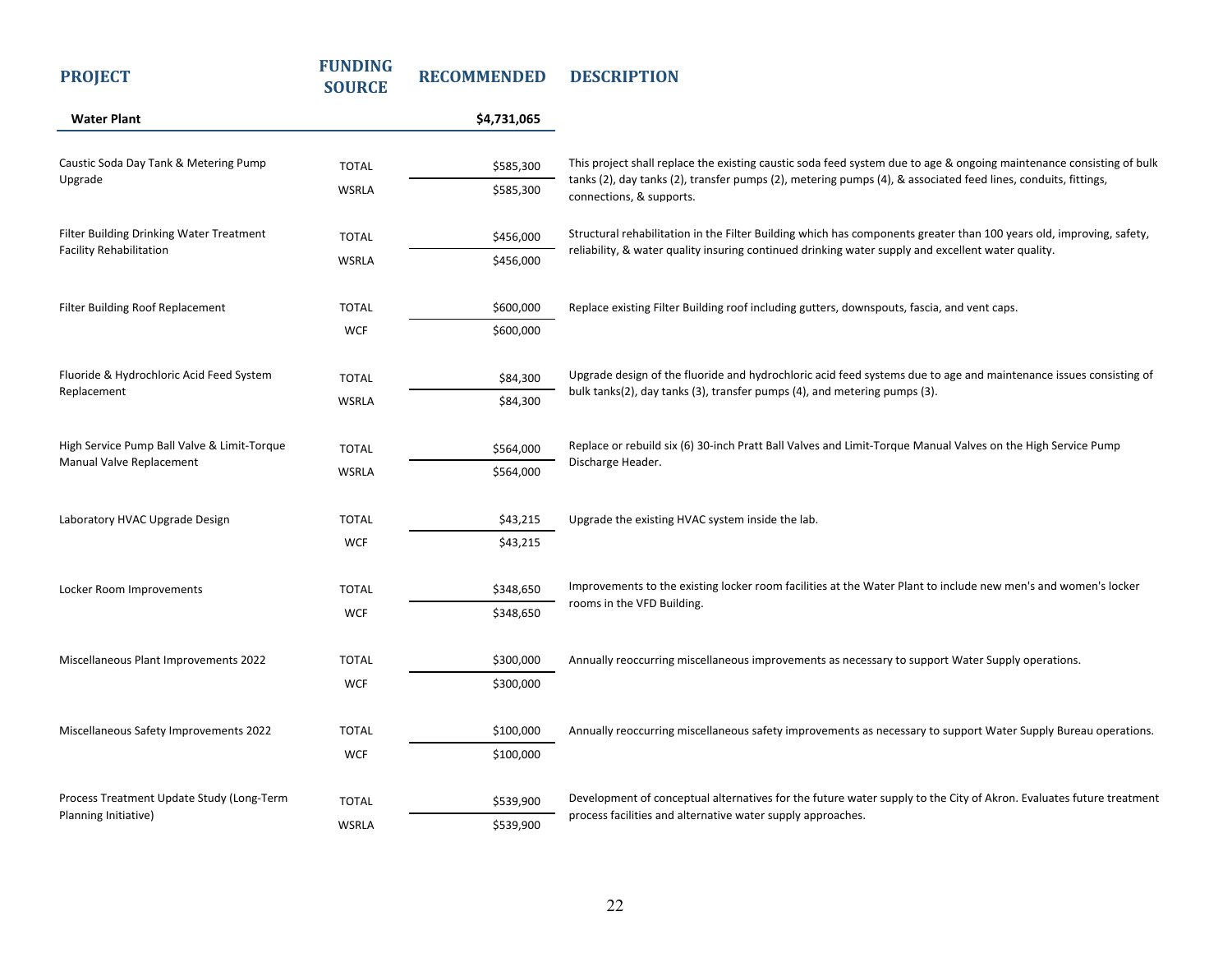| PROJECT | FUNDING SOURCE | RECOMMENDED | DESCRIPTION |
|---|---|---|---|
| **Water Plant** | | **$4,731,065** | |
| Caustic Soda Day Tank & Metering Pump Upgrade | TOTAL | $585,300 | This project shall replace the existing caustic soda feed system due to age & ongoing maintenance consisting of bulk tanks (2), day tanks (2), transfer pumps (2), metering pumps (4), & associated feed lines, conduits, fittings, connections, & supports. |
| | WSRLA | $585,300 | |
| Filter Building Drinking Water Treatment Facility Rehabilitation | TOTAL | $456,000 | Structural rehabilitation in the Filter Building which has components greater than 100 years old, improving, safety, reliability, & water quality insuring continued drinking water supply and excellent water quality. |
| | WSRLA | $456,000 | |
| Filter Building Roof Replacement | TOTAL | $600,000 | Replace existing Filter Building roof including gutters, downspouts, fascia, and vent caps. |
| | WCF | $600,000 | |
| Fluoride & Hydrochloric Acid Feed System Replacement | TOTAL | $84,300 | Upgrade design of the fluoride and hydrochloric acid feed systems due to age and maintenance issues consisting of bulk tanks(2), day tanks (3), transfer pumps (4), and metering pumps (3). |
| | WSRLA | $84,300 | |
| High Service Pump Ball Valve & Limit-Torque Manual Valve Replacement | TOTAL | $564,000 | Replace or rebuild six (6) 30-inch Pratt Ball Valves and Limit-Torque Manual Valves on the High Service Pump Discharge Header. |
| | WSRLA | $564,000 | |
| Laboratory HVAC Upgrade Design | TOTAL | $43,215 | Upgrade the existing HVAC system inside the lab. |
| | WCF | $43,215 | |
| Locker Room Improvements | TOTAL | $348,650 | Improvements to the existing locker room facilities at the Water Plant to include new men's and women's locker rooms in the VFD Building. |
| | WCF | $348,650 | |
| Miscellaneous Plant Improvements 2022 | TOTAL | $300,000 | Annually reoccurring miscellaneous improvements as necessary to support Water Supply operations. |
| | WCF | $300,000 | |
| Miscellaneous Safety Improvements 2022 | TOTAL | $100,000 | Annually reoccurring miscellaneous safety improvements as necessary to support Water Supply Bureau operations. |
| | WCF | $100,000 | |
| Process Treatment Update Study (Long-Term Planning Initiative) | TOTAL | $539,900 | Development of conceptual alternatives for the future water supply to the City of Akron. Evaluates future treatment process facilities and alternative water supply approaches. |
| | WSRLA | $539,900 | |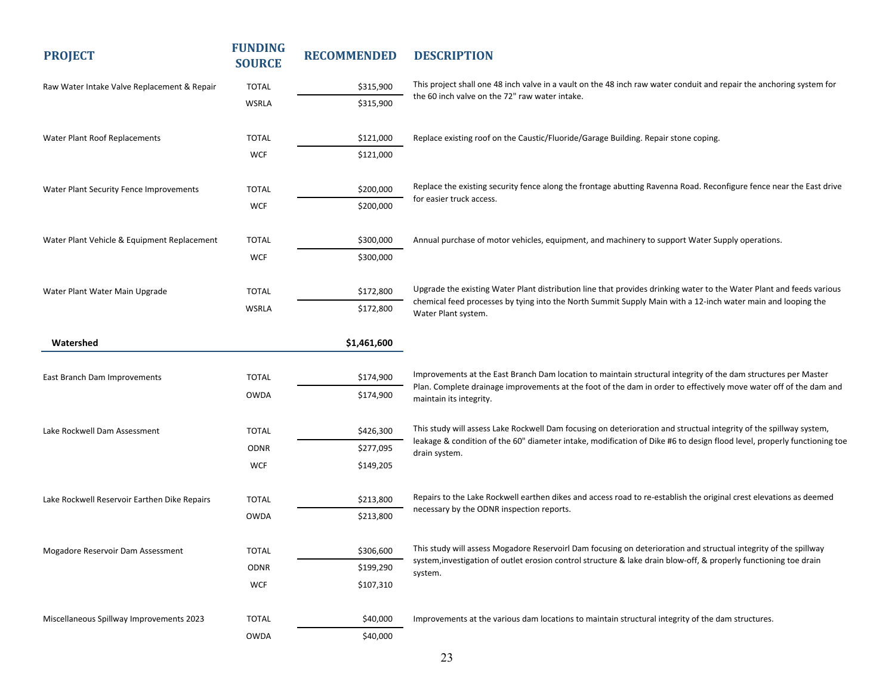| PROJECT | FUNDING SOURCE | RECOMMENDED | DESCRIPTION |
|---|---|---|---|
| Raw Water Intake Valve Replacement & Repair | TOTAL | $315,900 | This project shall one 48 inch valve in a vault on the 48 inch raw water conduit and repair the anchoring system for the 60 inch valve on the 72" raw water intake. |
| | WSRLA | $315,900 | |
| Water Plant Roof Replacements | TOTAL | $121,000 | Replace existing roof on the Caustic/Fluoride/Garage Building. Repair stone coping. |
| | WCF | $121,000 | |
| Water Plant Security Fence Improvements | TOTAL | $200,000 | Replace the existing security fence along the frontage abutting Ravenna Road. Reconfigure fence near the East drive for easier truck access. |
| | WCF | $200,000 | |
| Water Plant Vehicle & Equipment Replacement | TOTAL | $300,000 | Annual purchase of motor vehicles, equipment, and machinery to support Water Supply operations. |
| | WCF | $300,000 | |
| Water Plant Water Main Upgrade | TOTAL | $172,800 | Upgrade the existing Water Plant distribution line that provides drinking water to the Water Plant and feeds various chemical feed processes by tying into the North Summit Supply Main with a 12-inch water main and looping the Water Plant system. |
| | WSRLA | $172,800 | |
| **Watershed** | | **$1,461,600** | |
| East Branch Dam Improvements | TOTAL | $174,900 | Improvements at the East Branch Dam location to maintain structural integrity of the dam structures per Master Plan. Complete drainage improvements at the foot of the dam in order to effectively move water off of the dam and maintain its integrity. |
| | OWDA | $174,900 | |
| Lake Rockwell Dam Assessment | TOTAL | $426,300 | This study will assess Lake Rockwell Dam focusing on deterioration and structual integrity of the spillway system, leakage & condition of the 60" diameter intake, modification of Dike #6 to design flood level, properly functioning toe drain system. |
| | ODNR | $277,095 | |
| | WCF | $149,205 | |
| Lake Rockwell Reservoir Earthen Dike Repairs | TOTAL | $213,800 | Repairs to the Lake Rockwell earthen dikes and access road to re-establish the original crest elevations as deemed necessary by the ODNR inspection reports. |
| | OWDA | $213,800 | |
| Mogadore Reservoir Dam Assessment | TOTAL | $306,600 | This study will assess Mogadore Reservoirl Dam focusing on deterioration and structual integrity of the spillway system,investigation of outlet erosion control structure & lake drain blow-off, & properly functioning toe drain system. |
| | ODNR | $199,290 | |
| | WCF | $107,310 | |
| Miscellaneous Spillway Improvements 2023 | TOTAL | $40,000 | Improvements at the various dam locations to maintain structural integrity of the dam structures. |
| | OWDA | $40,000 | |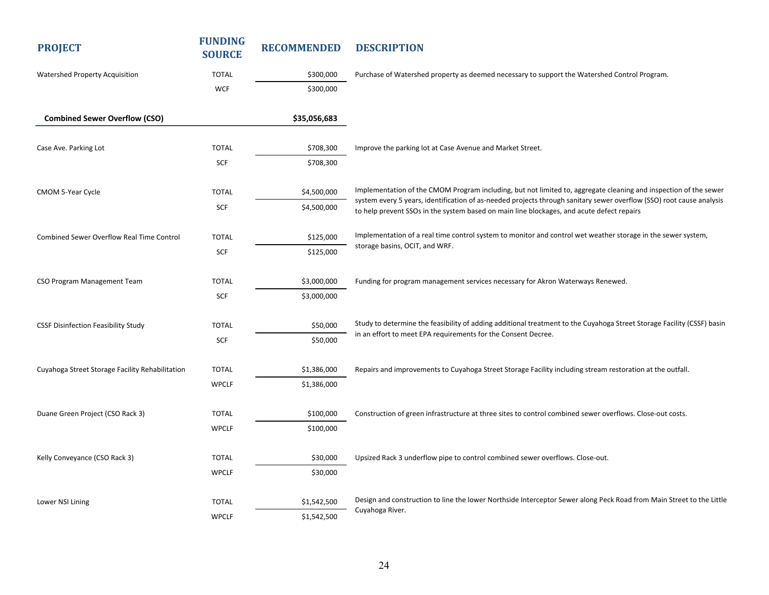| PROJECT | FUNDING SOURCE | RECOMMENDED | DESCRIPTION |
|---|---|---|---|
| Watershed Property Acquisition | TOTAL | $300,000 | Purchase of Watershed property as deemed necessary to support the Watershed Control Program. |
| | WCF | $300,000 | |
| **Combined Sewer Overflow (CSO)** | | **$35,056,683** | |
| Case Ave. Parking Lot | TOTAL | $708,300 | Improve the parking lot at Case Avenue and Market Street. |
| | SCF | $708,300 | |
| CMOM 5-Year Cycle | TOTAL | $4,500,000 | Implementation of the CMOM Program including, but not limited to, aggregate cleaning and inspection of the sewer system every 5 years, identification of as-needed projects through sanitary sewer overflow (SSO) root cause analysis to help prevent SSOs in the system based on main line blockages, and acute defect repairs |
| | SCF | $4,500,000 | |
| Combined Sewer Overflow Real Time Control | TOTAL | $125,000 | Implementation of a real time control system to monitor and control wet weather storage in the sewer system, storage basins, OCIT, and WRF. |
| | SCF | $125,000 | |
| CSO Program Management Team | TOTAL | $3,000,000 | Funding for program management services necessary for Akron Waterways Renewed. |
| | SCF | $3,000,000 | |
| CSSF Disinfection Feasibility Study | TOTAL | $50,000 | Study to determine the feasibility of adding additional treatment to the Cuyahoga Street Storage Facility (CSSF) basin in an effort to meet EPA requirements for the Consent Decree. |
| | SCF | $50,000 | |
| Cuyahoga Street Storage Facility Rehabilitation | TOTAL | $1,386,000 | Repairs and improvements to Cuyahoga Street Storage Facility including stream restoration at the outfall. |
| | WPCLF | $1,386,000 | |
| Duane Green Project (CSO Rack 3) | TOTAL | $100,000 | Construction of green infrastructure at three sites to control combined sewer overflows. Close-out costs. |
| | WPCLF | $100,000 | |
| Kelly Conveyance (CSO Rack 3) | TOTAL | $30,000 | Upsized Rack 3 underflow pipe to control combined sewer overflows. Close-out. |
| | WPCLF | $30,000 | |
| Lower NSI Lining | TOTAL | $1,542,500 | Design and construction to line the lower Northside Interceptor Sewer along Peck Road from Main Street to the Little Cuyahoga River. |
| | WPCLF | $1,542,500 | |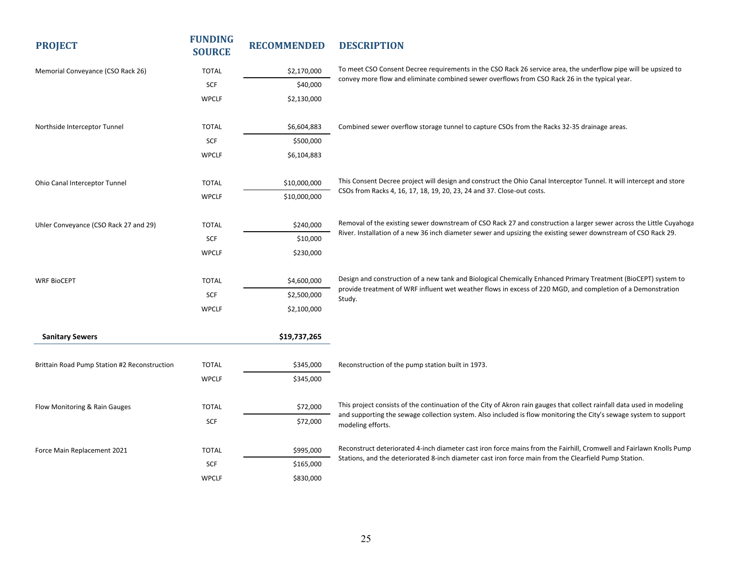| PROJECT | FUNDING SOURCE | RECOMMENDED | DESCRIPTION |
|---|---|---|---|
| Memorial Conveyance (CSO Rack 26) | TOTAL | $2,170,000 | To meet CSO Consent Decree requirements in the CSO Rack 26 service area, the underflow pipe will be upsized to convey more flow and eliminate combined sewer overflows from CSO Rack 26 in the typical year. |
| | SCF | $40,000 | |
| | WPCLF | $2,130,000 | |
| Northside Interceptor Tunnel | TOTAL | $6,604,883 | Combined sewer overflow storage tunnel to capture CSOs from the Racks 32-35 drainage areas. |
| | SCF | $500,000 | |
| | WPCLF | $6,104,883 | |
| Ohio Canal Interceptor Tunnel | TOTAL | $10,000,000 | This Consent Decree project will design and construct the Ohio Canal Interceptor Tunnel. It will intercept and store CSOs from Racks 4, 16, 17, 18, 19, 20, 23, 24 and 37. Close-out costs. |
| | WPCLF | $10,000,000 | |
| Uhler Conveyance (CSO Rack 27 and 29) | TOTAL | $240,000 | Removal of the existing sewer downstream of CSO Rack 27 and construction a larger sewer across the Little Cuyahoga River. Installation of a new 36 inch diameter sewer and upsizing the existing sewer downstream of CSO Rack 29. |
| | SCF | $10,000 | |
| | WPCLF | $230,000 | |
| WRF BioCEPT | TOTAL | $4,600,000 | Design and construction of a new tank and Biological Chemically Enhanced Primary Treatment (BioCEPT) system to provide treatment of WRF influent wet weather flows in excess of 220 MGD, and completion of a Demonstration Study. |
| | SCF | $2,500,000 | |
| | WPCLF | $2,100,000 | |
| **Sanitary Sewers** | | **$19,737,265** | |
| Brittain Road Pump Station #2 Reconstruction | TOTAL | $345,000 | Reconstruction of the pump station built in 1973. |
| | WPCLF | $345,000 | |
| Flow Monitoring & Rain Gauges | TOTAL | $72,000 | This project consists of the continuation of the City of Akron rain gauges that collect rainfall data used in modeling and supporting the sewage collection system. Also included is flow monitoring the City's sewage system to support modeling efforts. |
| | SCF | $72,000 | |
| Force Main Replacement 2021 | TOTAL | $995,000 | Reconstruct deteriorated 4-inch diameter cast iron force mains from the Fairhill, Cromwell and Fairlawn Knolls Pump Stations, and the deteriorated 8-inch diameter cast iron force main from the Clearfield Pump Station. |
| | SCF | $165,000 | |
| | WPCLF | $830,000 | |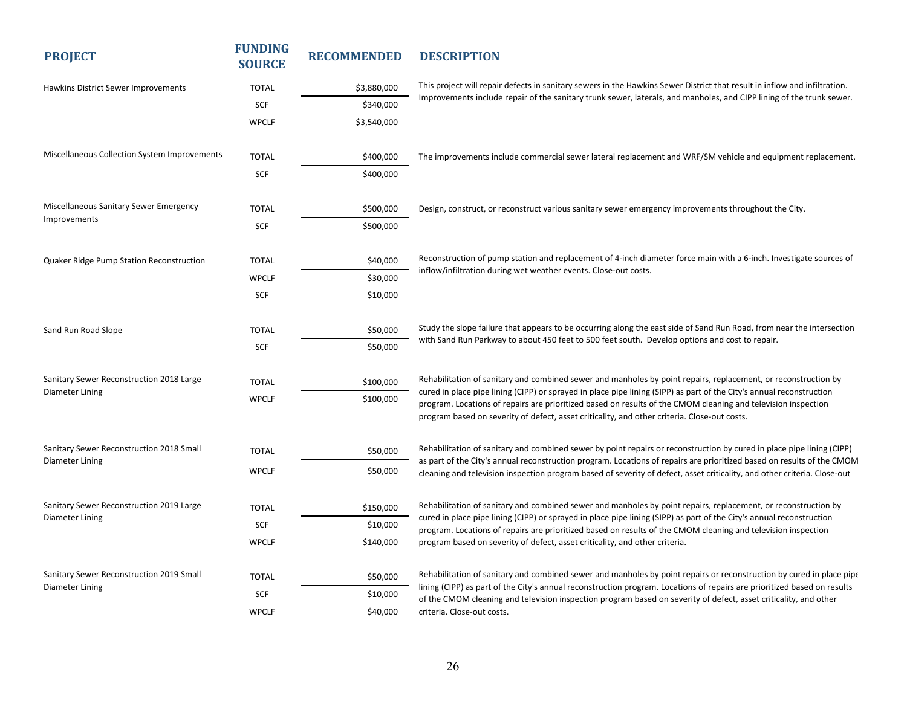| PROJECT | FUNDING SOURCE | RECOMMENDED | DESCRIPTION |
|---|---|---|---|
| Hawkins District Sewer Improvements | TOTAL | $3,880,000 | This project will repair defects in sanitary sewers in the Hawkins Sewer District that result in inflow and infiltration. Improvements include repair of the sanitary trunk sewer, laterals, and manholes, and CIPP lining of the trunk sewer. |
| | SCF | $340,000 | |
| | WPCLF | $3,540,000 | |
| Miscellaneous Collection System Improvements | TOTAL | $400,000 | The improvements include commercial sewer lateral replacement and WRF/SM vehicle and equipment replacement. |
| | SCF | $400,000 | |
| Miscellaneous Sanitary Sewer Emergency Improvements | TOTAL | $500,000 | Design, construct, or reconstruct various sanitary sewer emergency improvements throughout the City. |
| | SCF | $500,000 | |
| Quaker Ridge Pump Station Reconstruction | TOTAL | $40,000 | Reconstruction of pump station and replacement of 4-inch diameter force main with a 6-inch. Investigate sources of inflow/infiltration during wet weather events. Close-out costs. |
| | WPCLF | $30,000 | |
| | SCF | $10,000 | |
| Sand Run Road Slope | TOTAL | $50,000 | Study the slope failure that appears to be occurring along the east side of Sand Run Road, from near the intersection with Sand Run Parkway to about 450 feet to 500 feet south. Develop options and cost to repair. |
| | SCF | $50,000 | |
| Sanitary Sewer Reconstruction 2018 Large Diameter Lining | TOTAL | $100,000 | Rehabilitation of sanitary and combined sewer and manholes by point repairs, replacement, or reconstruction by cured in place pipe lining (CIPP) or sprayed in place pipe lining (SIPP) as part of the City's annual reconstruction program. Locations of repairs are prioritized based on results of the CMOM cleaning and television inspection program based on severity of defect, asset criticality, and other criteria. Close-out costs. |
| | WPCLF | $100,000 | |
| Sanitary Sewer Reconstruction 2018 Small Diameter Lining | TOTAL | $50,000 | Rehabilitation of sanitary and combined sewer by point repairs or reconstruction by cured in place pipe lining (CIPP) as part of the City's annual reconstruction program. Locations of repairs are prioritized based on results of the CMOM cleaning and television inspection program based of severity of defect, asset criticality, and other criteria. Close-out |
| | WPCLF | $50,000 | |
| Sanitary Sewer Reconstruction 2019 Large Diameter Lining | TOTAL | $150,000 | Rehabilitation of sanitary and combined sewer and manholes by point repairs, replacement, or reconstruction by cured in place pipe lining (CIPP) or sprayed in place pipe lining (SIPP) as part of the City's annual reconstruction program. Locations of repairs are prioritized based on results of the CMOM cleaning and television inspection program based on severity of defect, asset criticality, and other criteria. |
| | SCF | $10,000 | |
| | WPCLF | $140,000 | |
| Sanitary Sewer Reconstruction 2019 Small Diameter Lining | TOTAL | $50,000 | Rehabilitation of sanitary and combined sewer and manholes by point repairs or reconstruction by cured in place pipe lining (CIPP) as part of the City's annual reconstruction program. Locations of repairs are prioritized based on results of the CMOM cleaning and television inspection program based on severity of defect, asset criticality, and other criteria. Close-out costs. |
| | SCF | $10,000 | |
| | WPCLF | $40,000 | |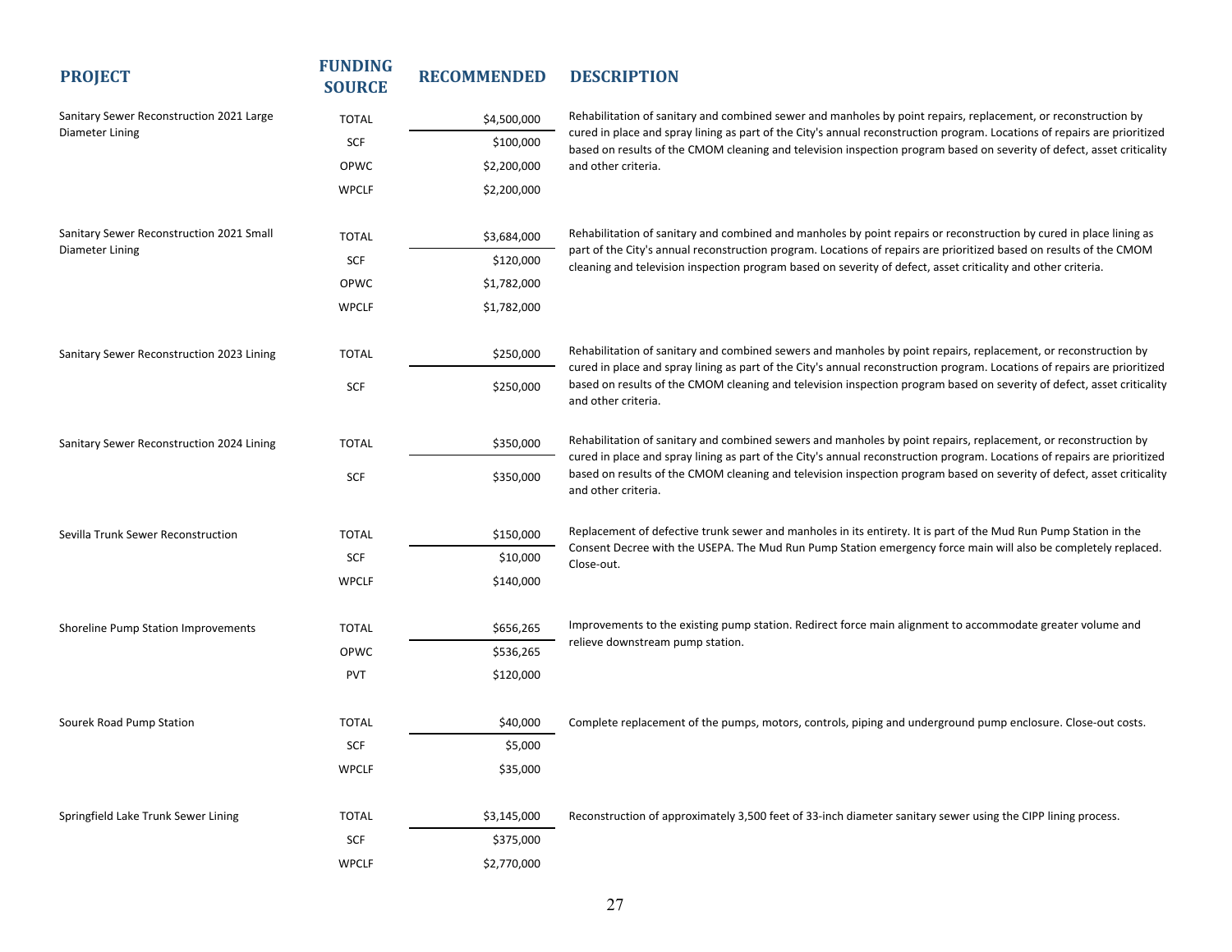| PROJECT | FUNDING SOURCE | RECOMMENDED | DESCRIPTION |
|---|---|---|---|
| Sanitary Sewer Reconstruction 2021 Large Diameter Lining | TOTAL | $4,500,000 | Rehabilitation of sanitary and combined sewer and manholes by point repairs, replacement, or reconstruction by cured in place and spray lining as part of the City's annual reconstruction program. Locations of repairs are prioritized based on results of the CMOM cleaning and television inspection program based on severity of defect, asset criticality and other criteria. |
| | SCF | $100,000 | |
| | OPWC | $2,200,000 | |
| | WPCLF | $2,200,000 | |
| Sanitary Sewer Reconstruction 2021 Small Diameter Lining | TOTAL | $3,684,000 | Rehabilitation of sanitary and combined and manholes by point repairs or reconstruction by cured in place lining as part of the City's annual reconstruction program. Locations of repairs are prioritized based on results of the CMOM cleaning and television inspection program based on severity of defect, asset criticality and other criteria. |
| | SCF | $120,000 | |
| | OPWC | $1,782,000 | |
| | WPCLF | $1,782,000 | |
| Sanitary Sewer Reconstruction 2023 Lining | TOTAL | $250,000 | Rehabilitation of sanitary and combined sewers and manholes by point repairs, replacement, or reconstruction by cured in place and spray lining as part of the City's annual reconstruction program. Locations of repairs are prioritized based on results of the CMOM cleaning and television inspection program based on severity of defect, asset criticality and other criteria. |
| | SCF | $250,000 | |
| Sanitary Sewer Reconstruction 2024 Lining | TOTAL | $350,000 | Rehabilitation of sanitary and combined sewers and manholes by point repairs, replacement, or reconstruction by cured in place and spray lining as part of the City's annual reconstruction program. Locations of repairs are prioritized based on results of the CMOM cleaning and television inspection program based on severity of defect, asset criticality and other criteria. |
| | SCF | $350,000 | |
| Sevilla Trunk Sewer Reconstruction | TOTAL | $150,000 | Replacement of defective trunk sewer and manholes in its entirety. It is part of the Mud Run Pump Station in the Consent Decree with the USEPA. The Mud Run Pump Station emergency force main will also be completely replaced. Close-out. |
| | SCF | $10,000 | |
| | WPCLF | $140,000 | |
| Shoreline Pump Station Improvements | TOTAL | $656,265 | Improvements to the existing pump station. Redirect force main alignment to accommodate greater volume and relieve downstream pump station. |
| | OPWC | $536,265 | |
| | PVT | $120,000 | |
| Sourek Road Pump Station | TOTAL | $40,000 | Complete replacement of the pumps, motors, controls, piping and underground pump enclosure. Close-out costs. |
| | SCF | $5,000 | |
| | WPCLF | $35,000 | |
| Springfield Lake Trunk Sewer Lining | TOTAL | $3,145,000 | Reconstruction of approximately 3,500 feet of 33-inch diameter sanitary sewer using the CIPP lining process. |
| | SCF | $375,000 | |
| | WPCLF | $2,770,000 | |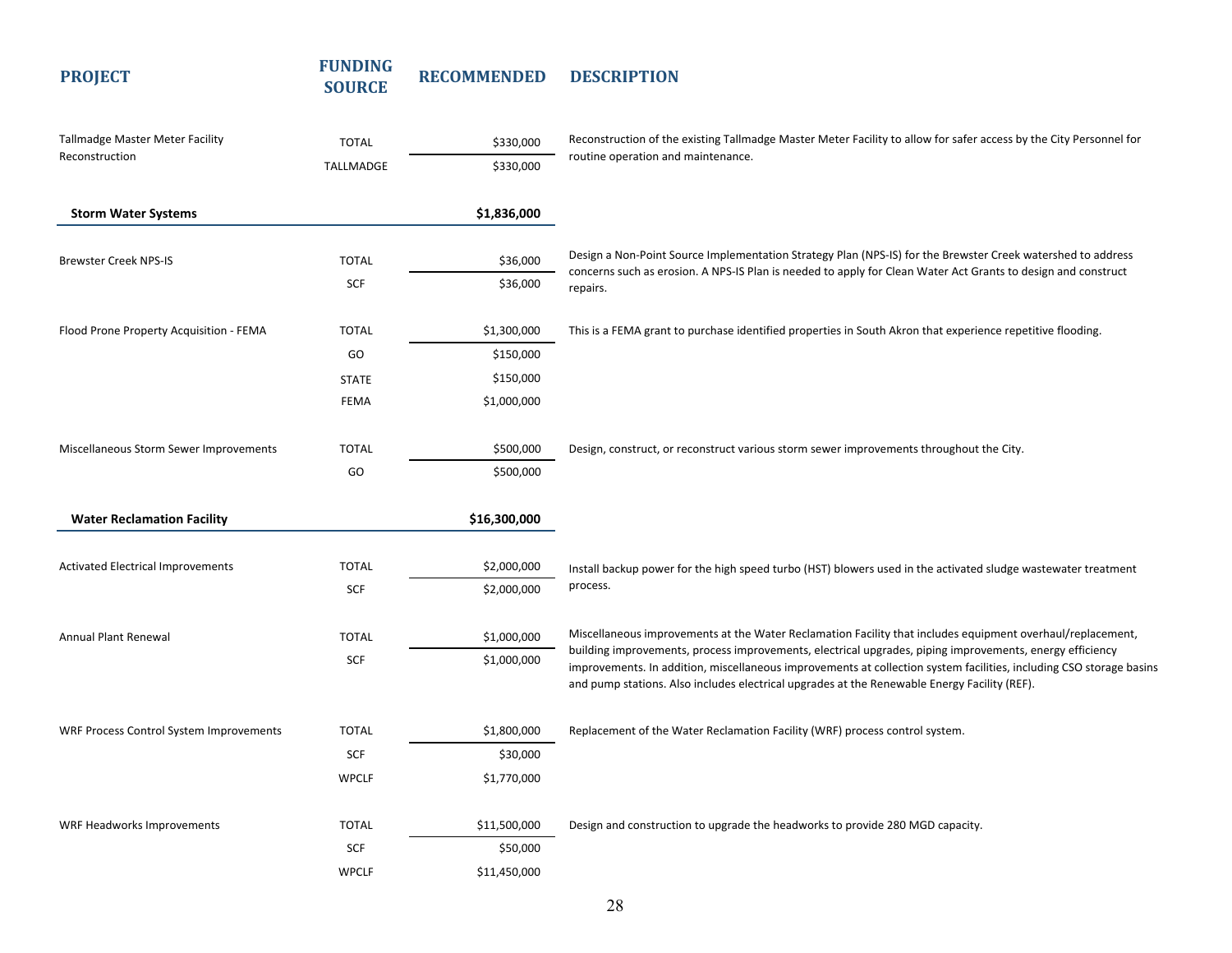| PROJECT | FUNDING SOURCE | RECOMMENDED | DESCRIPTION |
|---|---|---|---|
| Tallmadge Master Meter Facility Reconstruction | TOTAL | $330,000 | Reconstruction of the existing Tallmadge Master Meter Facility to allow for safer access by the City Personnel for routine operation and maintenance. |
| | TALLMADGE | $330,000 | |
| **Storm Water Systems** | | **$1,836,000** | |
| Brewster Creek NPS-IS | TOTAL | $36,000 | Design a Non-Point Source Implementation Strategy Plan (NPS-IS) for the Brewster Creek watershed to address concerns such as erosion. A NPS-IS Plan is needed to apply for Clean Water Act Grants to design and construct repairs. |
| | SCF | $36,000 | |
| Flood Prone Property Acquisition - FEMA | TOTAL | $1,300,000 | This is a FEMA grant to purchase identified properties in South Akron that experience repetitive flooding. |
| | GO | $150,000 | |
| | STATE | $150,000 | |
| | FEMA | $1,000,000 | |
| Miscellaneous Storm Sewer Improvements | TOTAL | $500,000 | Design, construct, or reconstruct various storm sewer improvements throughout the City. |
| | GO | $500,000 | |
| **Water Reclamation Facility** | | **$16,300,000** | |
| Activated Electrical Improvements | TOTAL | $2,000,000 | Install backup power for the high speed turbo (HST) blowers used in the activated sludge wastewater treatment process. |
| | SCF | $2,000,000 | |
| Annual Plant Renewal | TOTAL | $1,000,000 | Miscellaneous improvements at the Water Reclamation Facility that includes equipment overhaul/replacement, building improvements, process improvements, electrical upgrades, piping improvements, energy efficiency improvements. In addition, miscellaneous improvements at collection system facilities, including CSO storage basins and pump stations. Also includes electrical upgrades at the Renewable Energy Facility (REF). |
| | SCF | $1,000,000 | |
| WRF Process Control System Improvements | TOTAL | $1,800,000 | Replacement of the Water Reclamation Facility (WRF) process control system. |
| | SCF | $30,000 | |
| | WPCLF | $1,770,000 | |
| WRF Headworks Improvements | TOTAL | $11,500,000 | Design and construction to upgrade the headworks to provide 280 MGD capacity. |
| | SCF | $50,000 | |
| | WPCLF | $11,450,000 | |